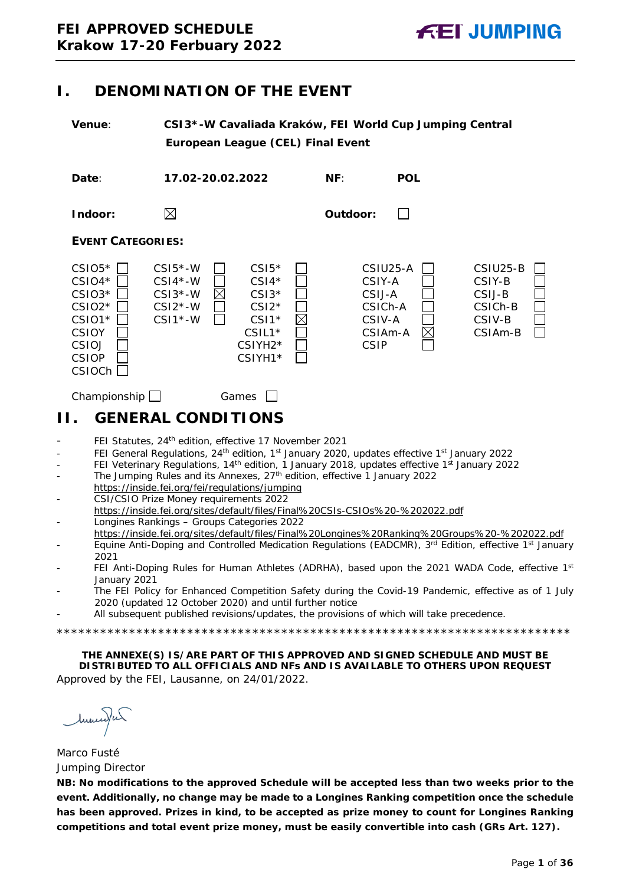# I. DENOMINATION OF THE EVENT

**Venue**: **CSI3*-W Cavaliada Kraków, FEI World Cup Jumping Central European League (CEL) Final Event**

**Date**: **17.02-20.02.2022** **NF**: **POL**

**Indoor**: ☒ **Outdoor**: ☐

**EVENT CATEGORIES:**

| | | | | |
|---|---|---|---|---|
| CSIO5* ☐ | CSI5*-W ☐ | CSI5* ☐ | CSIU25-A ☐ | CSIU25-B ☐ |
| CSIO4* ☐ | CSI4*-W ☐ | CSI4* ☐ | CSIY-A ☐ | CSIY-B ☐ |
| CSIO3* ☐ | CSI3*-W ☒ | CSI3* ☐ | CSIJ-A ☐ | CSIJ-B ☐ |
| CSIO2* ☐ | CSI2*-W ☐ | CSI2* ☐ | CSICh-A ☐ | CSICh-B ☐ |
| CSIO1* ☐ | CSI1*-W ☐ | CSI1* ☒ | CSIV-A ☐ | CSIV-B ☐ |
| CSIOY ☐ | | CSIL1* ☐ | CSIAm-A ☒ | CSIAm-B ☐ |
| CSIOJ ☐ | | CSIYH2* ☐ | CSIP ☐ | |
| CSIOP ☐ | | CSIYH1* ☐ | | |
| CSIOCh ☐ | | | | |

Championship ☐ Games ☐

# II. GENERAL CONDITIONS

- FEI Statutes, 24th edition, effective 17 November 2021
- FEI General Regulations, 24th edition, 1st January 2020, updates effective 1st January 2022
- FEI Veterinary Regulations, 14th edition, 1 January 2018, updates effective 1st January 2022
- The Jumping Rules and its Annexes, 27th edition, effective 1 January 2022 https://inside.fei.org/fei/regulations/jumping
- CSI/CSIO Prize Money requirements 2022 https://inside.fei.org/sites/default/files/Final%20CSIs-CSIOs%20-%202022.pdf
- Longines Rankings – Groups Categories 2022 https://inside.fei.org/sites/default/files/Final%20Longines%20Ranking%20Groups%20-%202022.pdf
- Equine Anti-Doping and Controlled Medication Regulations (EADCMR), 3rd Edition, effective 1st January 2021
- FEI Anti-Doping Rules for Human Athletes (ADRHA), based upon the 2021 WADA Code, effective 1st January 2021
- The FEI Policy for Enhanced Competition Safety during the Covid-19 Pandemic, effective as of 1 July 2020 (updated 12 October 2020) and until further notice
- All subsequent published revisions/updates, the provisions of which will take precedence.

**********************************************************************

**THE ANNEXE(S) IS/ARE PART OF THIS APPROVED AND SIGNED SCHEDULE AND MUST BE DISTRIBUTED TO ALL OFFICIALS AND NFs AND IS AVAILABLE TO OTHERS UPON REQUEST**

Approved by the FEI, Lausanne, on 24/01/2022.

Marco Fusté
Jumping Director

**NB: No modifications to the approved Schedule will be accepted less than two weeks prior to the event. Additionally, no change may be made to a Longines Ranking competition once the schedule has been approved. Prizes in kind, to be accepted as prize money to count for Longines Ranking competitions and total event prize money, must be easily convertible into cash (GRs Art. 127).**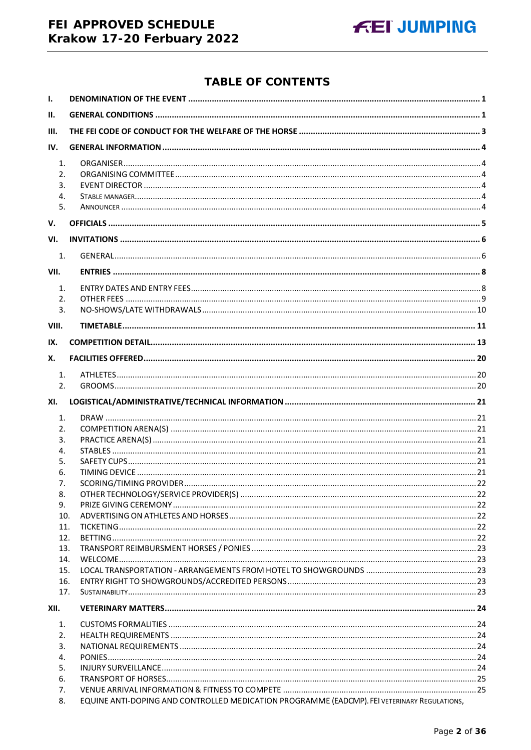# TABLE OF CONTENTS

- **I. DENOMINATION OF THE EVENT** ........ 1
- **II. GENERAL CONDITIONS** ........ 1
- **III. THE FEI CODE OF CONDUCT FOR THE WELFARE OF THE HORSE** ........ 3
- **IV. GENERAL INFORMATION** ........ 4
  1. ORGANISER ........ 4
  2. ORGANISING COMMITTEE ........ 4
  3. EVENT DIRECTOR ........ 4
  4. STABLE MANAGER ........ 4
  5. ANNOUNCER ........ 4
- **V. OFFICIALS** ........ 5
- **VI. INVITATIONS** ........ 6
  1. GENERAL ........ 6
- **VII. ENTRIES** ........ 8
  1. ENTRY DATES AND ENTRY FEES ........ 8
  2. OTHER FEES ........ 9
  3. NO-SHOWS/LATE WITHDRAWALS ........ 10
- **VIII. TIMETABLE** ........ 11
- **IX. COMPETITION DETAIL** ........ 13
- **X. FACILITIES OFFERED** ........ 20
  1. ATHLETES ........ 20
  2. GROOMS ........ 20
- **XI. LOGISTICAL/ADMINISTRATIVE/TECHNICAL INFORMATION** ........ 21
  1. DRAW ........ 21
  2. COMPETITION ARENA(S) ........ 21
  3. PRACTICE ARENA(S) ........ 21
  4. STABLES ........ 21
  5. SAFETY CUPS ........ 21
  6. TIMING DEVICE ........ 21
  7. SCORING/TIMING PROVIDER ........ 22
  8. OTHER TECHNOLOGY/SERVICE PROVIDER(S) ........ 22
  9. PRIZE GIVING CEREMONY ........ 22
  10. ADVERTISING ON ATHLETES AND HORSES ........ 22
  11. TICKETING ........ 22
  12. BETTING ........ 22
  13. TRANSPORT REIMBURSMENT HORSES / PONIES ........ 23
  14. WELCOME ........ 23
  15. LOCAL TRANSPORTATION - ARRANGEMENTS FROM HOTEL TO SHOWGROUNDS ........ 23
  16. ENTRY RIGHT TO SHOWGROUNDS/ACCREDITED PERSONS ........ 23
  17. SUSTAINABILITY ........ 23
- **XII. VETERINARY MATTERS** ........ 24
  1. CUSTOMS FORMALITIES ........ 24
  2. HEALTH REQUIREMENTS ........ 24
  3. NATIONAL REQUIREMENTS ........ 24
  4. PONIES ........ 24
  5. INJURY SURVEILLANCE ........ 24
  6. TRANSPORT OF HORSES ........ 25
  7. VENUE ARRIVAL INFORMATION & FITNESS TO COMPETE ........ 25
  8. EQUINE ANTI-DOPING AND CONTROLLED MEDICATION PROGRAMME (EADCMP). FEI VETERINARY REGULATIONS,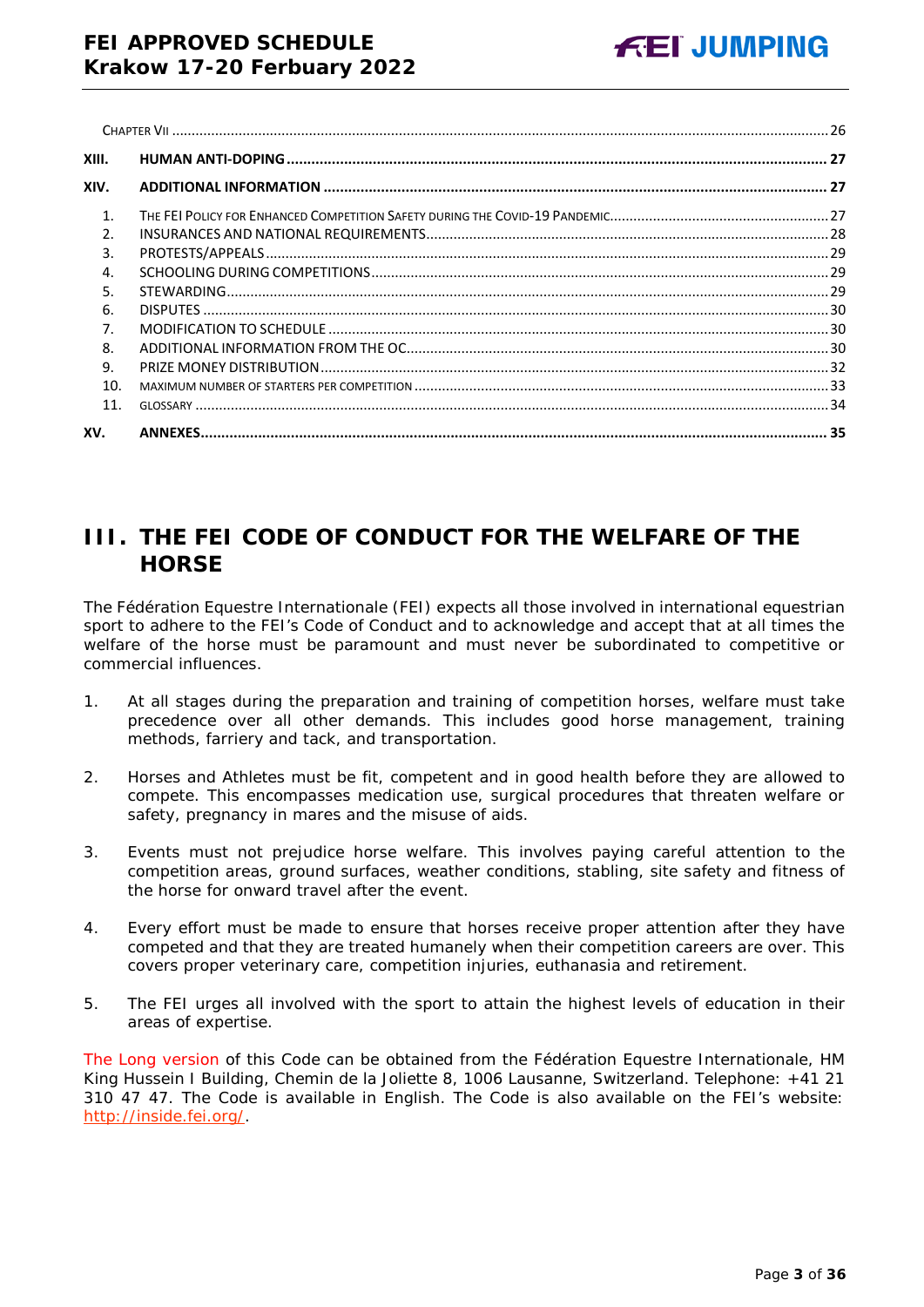CHAPTER VII ..... 26

**XIII. HUMAN ANTI-DOPING ..... 27**

**XIV. ADDITIONAL INFORMATION ..... 27**

1. THE FEI POLICY FOR ENHANCED COMPETITION SAFETY DURING THE COVID-19 PANDEMIC ..... 27
2. INSURANCES AND NATIONAL REQUIREMENTS ..... 28
3. PROTESTS/APPEALS ..... 29
4. SCHOOLING DURING COMPETITIONS ..... 29
5. STEWARDING ..... 29
6. DISPUTES ..... 30
7. MODIFICATION TO SCHEDULE ..... 30
8. ADDITIONAL INFORMATION FROM THE OC ..... 30
9. PRIZE MONEY DISTRIBUTION ..... 32
10. MAXIMUM NUMBER OF STARTERS PER COMPETITION ..... 33
11. GLOSSARY ..... 34

**XV. ANNEXES ..... 35**

# III. THE FEI CODE OF CONDUCT FOR THE WELFARE OF THE HORSE

The Fédération Equestre Internationale (FEI) expects all those involved in international equestrian sport to adhere to the FEI's Code of Conduct and to acknowledge and accept that at all times the welfare of the horse must be paramount and must never be subordinated to competitive or commercial influences.

1. At all stages during the preparation and training of competition horses, welfare must take precedence over all other demands. This includes good horse management, training methods, farriery and tack, and transportation.

2. Horses and Athletes must be fit, competent and in good health before they are allowed to compete. This encompasses medication use, surgical procedures that threaten welfare or safety, pregnancy in mares and the misuse of aids.

3. Events must not prejudice horse welfare. This involves paying careful attention to the competition areas, ground surfaces, weather conditions, stabling, site safety and fitness of the horse for onward travel after the event.

4. Every effort must be made to ensure that horses receive proper attention after they have competed and that they are treated humanely when their competition careers are over. This covers proper veterinary care, competition injuries, euthanasia and retirement.

5. The FEI urges all involved with the sport to attain the highest levels of education in their areas of expertise.

The Long version of this Code can be obtained from the Fédération Equestre Internationale, HM King Hussein I Building, Chemin de la Joliette 8, 1006 Lausanne, Switzerland. Telephone: +41 21 310 47 47. The Code is available in English. The Code is also available on the FEI's website: http://inside.fei.org/.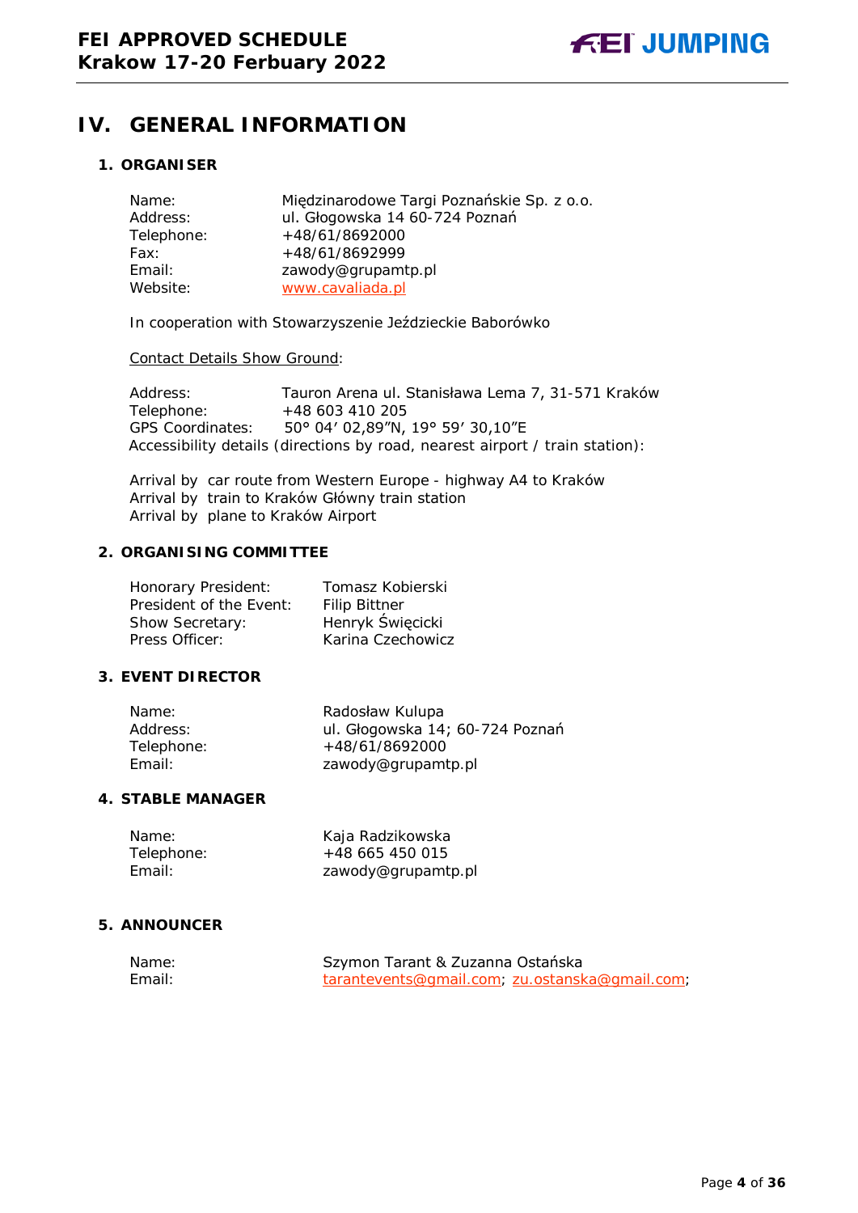# IV. GENERAL INFORMATION

## 1. ORGANISER

| | |
|---|---|
| Name: | Międzinarodowe Targi Poznańskie Sp. z o.o. |
| Address: | ul. Głogowska 14 60-724 Poznań |
| Telephone: | +48/61/8692000 |
| Fax: | +48/61/8692999 |
| Email: | zawody@grupamtp.pl |
| Website: | www.cavaliada.pl |

In cooperation with Stowarzyszenie Jeździeckie Baborówko

Contact Details Show Ground:

| | |
|---|---|
| Address: | Tauron Arena ul. Stanisława Lema 7, 31-571 Kraków |
| Telephone: | +48 603 410 205 |
| GPS Coordinates: | 50° 04' 02,89"N, 19° 59' 30,10"E |

Accessibility details (directions by road, nearest airport / train station):

Arrival by car route from Western Europe - highway A4 to Kraków
Arrival by train to Kraków Główny train station
Arrival by plane to Kraków Airport

## 2. ORGANISING COMMITTEE

| | |
|---|---|
| Honorary President: | Tomasz Kobierski |
| President of the Event: | Filip Bittner |
| Show Secretary: | Henryk Święcicki |
| Press Officer: | Karina Czechowicz |

## 3. EVENT DIRECTOR

| | |
|---|---|
| Name: | Radosław Kulupa |
| Address: | ul. Głogowska 14; 60-724 Poznań |
| Telephone: | +48/61/8692000 |
| Email: | zawody@grupamtp.pl |

## 4. STABLE MANAGER

| | |
|---|---|
| Name: | Kaja Radzikowska |
| Telephone: | +48 665 450 015 |
| Email: | zawody@grupamtp.pl |

## 5. ANNOUNCER

| | |
|---|---|
| Name: | Szymon Tarant & Zuzanna Ostańska |
| Email: | tarantevents@gmail.com; zu.ostanska@gmail.com; |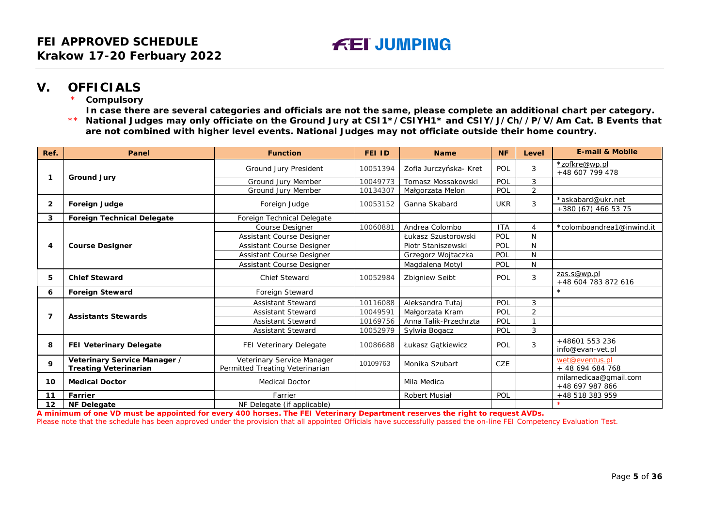## V. OFFICIALS

\* **Compulsory**

**In case there are several categories and officials are not the same, please complete an additional chart per category.**

\*\* **National Judges may only officiate on the Ground Jury at CSI1\*/CSIYH1\* and CSIY/J/Ch//P/V/Am Cat. B Events that are not combined with higher level events. National Judges may not officiate outside their home country.**

| Ref. | Panel | Function | FEI ID | Name | NF | Level | E-mail & Mobile |
|---|---|---|---|---|---|---|---|
| 1 | Ground Jury | Ground Jury President | 10051394 | Zofia Jurczyńska- Kret | POL | 3 | *zofkre@wp.pl<br>+48 607 799 478 |
| | | Ground Jury Member | 10049773 | Tomasz Mossakowski | POL | 3 | |
| | | Ground Jury Member | 10134307 | Małgorzata Melon | POL | 2 | |
| 2 | Foreign Judge | Foreign Judge | 10053152 | Ganna Skabard | UKR | 3 | *askabard@ukr.net<br>+380 (67) 466 53 75 |
| 3 | Foreign Technical Delegate | Foreign Technical Delegate | | | | | |
| 4 | Course Designer | Course Designer | 10060881 | Andrea Colombo | ITA | 4 | *colomboandrea1@inwind.it |
| | | Assistant Course Designer | | Łukasz Szustorowski | POL | N | |
| | | Assistant Course Designer | | Piotr Staniszewski | POL | N | |
| | | Assistant Course Designer | | Grzegorz Wojtaczka | POL | N | |
| | | Assistant Course Designer | | Magdalena Motyl | POL | N | |
| 5 | Chief Steward | Chief Steward | 10052984 | Zbigniew Seibt | POL | 3 | zas.s@wp.pl<br>+48 604 783 872 616 |
| 6 | Foreign Steward | Foreign Steward | | | | | * |
| 7 | Assistants Stewards | Assistant Steward | 10116088 | Aleksandra Tutaj | POL | 3 | |
| | | Assistant Steward | 10049591 | Małgorzata Kram | POL | 2 | |
| | | Assistant Steward | 10169756 | Anna Talik-Przechrzta | POL | 1 | |
| | | Assistant Steward | 10052979 | Sylwia Bogacz | POL | 3 | |
| 8 | FEI Veterinary Delegate | FEI Veterinary Delegate | 10086688 | Łukasz Gątkiewicz | POL | 3 | +48601 553 236<br>info@evan-vet.pl |
| 9 | Veterinary Service Manager / Treating Veterinarian | Veterinary Service Manager Permitted Treating Veterinarian | 10109763 | Monika Szubart | CZE | | wet@eventus.pl<br>+ 48 694 684 768 |
| 10 | Medical Doctor | Medical Doctor | | Mila Medica | | | milamedicaa@gmail.com<br>+48 697 987 866 |
| 11 | Farrier | Farrier | | Robert Musiał | POL | | +48 518 383 959 |
| 12 | NF Delegate | NF Delegate (if applicable) | | | | | * |

**A minimum of one VD must be appointed for every 400 horses. The FEI Veterinary Department reserves the right to request AVDs.**

Please note that the schedule has been approved under the provision that all appointed Officials have successfully passed the on-line FEI Competency Evaluation Test.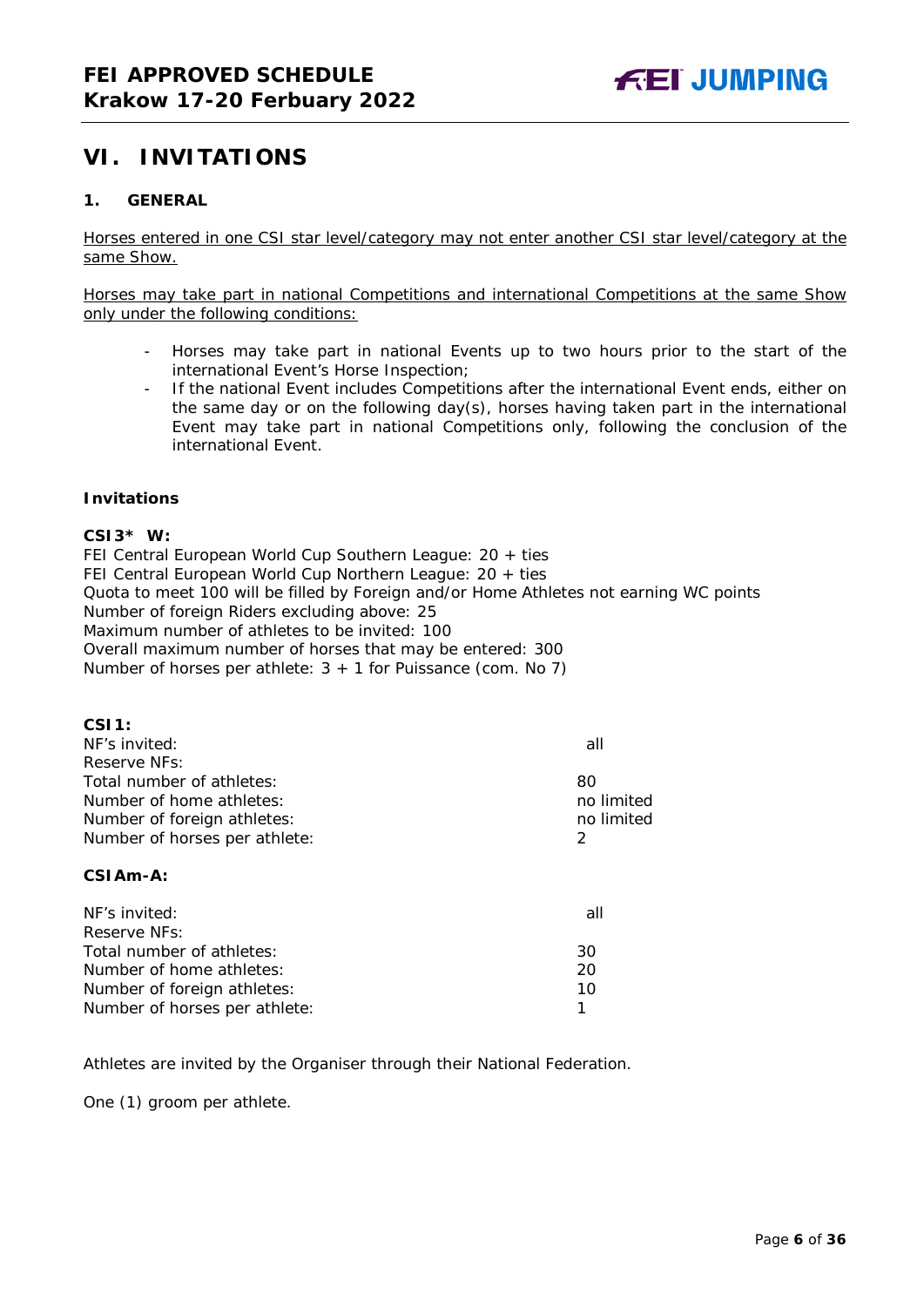# VI. INVITATIONS

## 1. GENERAL

Horses entered in one CSI star level/category may not enter another CSI star level/category at the same Show.

Horses may take part in national Competitions and international Competitions at the same Show only under the following conditions:

- Horses may take part in national Events up to two hours prior to the start of the international Event's Horse Inspection;
- If the national Event includes Competitions after the international Event ends, either on the same day or on the following day(s), horses having taken part in the international Event may take part in national Competitions only, following the conclusion of the international Event.

**Invitations**

**CSI3* W:**
FEI Central European World Cup Southern League: 20 + ties
FEI Central European World Cup Northern League: 20 + ties
Quota to meet 100 will be filled by Foreign and/or Home Athletes not earning WC points
Number of foreign Riders excluding above: 25
Maximum number of athletes to be invited: 100
Overall maximum number of horses that may be entered: 300
Number of horses per athlete: 3 + 1 for Puissance (com. No 7)

**CSI1:**

| | |
|---|---|
| NF's invited: | all |
| Reserve NFs: | |
| Total number of athletes: | 80 |
| Number of home athletes: | no limited |
| Number of foreign athletes: | no limited |
| Number of horses per athlete: | 2 |

**CSIAm-A:**

| | |
|---|---|
| NF's invited: | all |
| Reserve NFs: | |
| Total number of athletes: | 30 |
| Number of home athletes: | 20 |
| Number of foreign athletes: | 10 |
| Number of horses per athlete: | 1 |

Athletes are invited by the Organiser through their National Federation.

One (1) groom per athlete.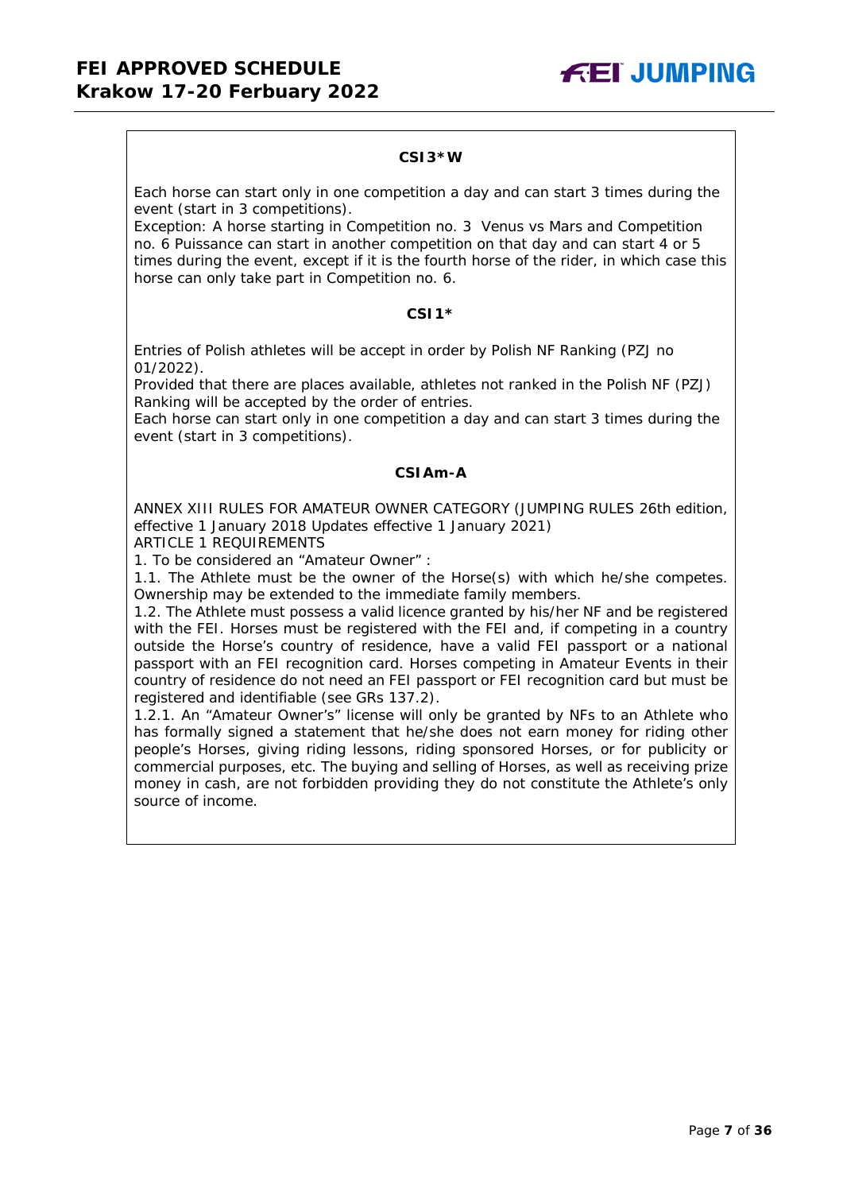### CSI3*W

Each horse can start only in one competition a day and can start 3 times during the event (start in 3 competitions).
Exception: A horse starting in Competition no. 3 Venus vs Mars and Competition no. 6 Puissance can start in another competition on that day and can start 4 or 5 times during the event, except if it is the fourth horse of the rider, in which case this horse can only take part in Competition no. 6.

### CSI1*

Entries of Polish athletes will be accept in order by Polish NF Ranking (PZJ no 01/2022).
Provided that there are places available, athletes not ranked in the Polish NF (PZJ) Ranking will be accepted by the order of entries.
Each horse can start only in one competition a day and can start 3 times during the event (start in 3 competitions).

### CSIAm-A

ANNEX XIII RULES FOR AMATEUR OWNER CATEGORY (JUMPING RULES 26th edition, effective 1 January 2018 Updates effective 1 January 2021)
ARTICLE 1 REQUIREMENTS
1. To be considered an "Amateur Owner" :
1.1. The Athlete must be the owner of the Horse(s) with which he/she competes. Ownership may be extended to the immediate family members.
1.2. The Athlete must possess a valid licence granted by his/her NF and be registered with the FEI. Horses must be registered with the FEI and, if competing in a country outside the Horse's country of residence, have a valid FEI passport or a national passport with an FEI recognition card. Horses competing in Amateur Events in their country of residence do not need an FEI passport or FEI recognition card but must be registered and identifiable (see GRs 137.2).
1.2.1. An "Amateur Owner's" license will only be granted by NFs to an Athlete who has formally signed a statement that he/she does not earn money for riding other people's Horses, giving riding lessons, riding sponsored Horses, or for publicity or commercial purposes, etc. The buying and selling of Horses, as well as receiving prize money in cash, are not forbidden providing they do not constitute the Athlete's only source of income.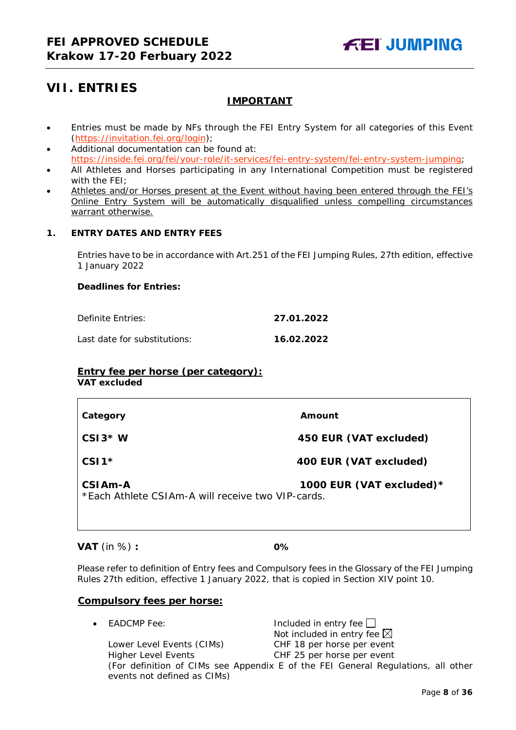# VII. ENTRIES

**IMPORTANT**

- Entries must be made by NFs through the FEI Entry System for all categories of this Event (https://invitation.fei.org/login);
- Additional documentation can be found at: https://inside.fei.org/fei/your-role/it-services/fei-entry-system/fei-entry-system-jumping;
- All Athletes and Horses participating in any International Competition must be registered with the FEI;
- Athletes and/or Horses present at the Event without having been entered through the FEI's Online Entry System will be automatically disqualified unless compelling circumstances warrant otherwise.

## 1. ENTRY DATES AND ENTRY FEES

Entries have to be in accordance with Art.251 of the FEI Jumping Rules, 27th edition, effective 1 January 2022

**Deadlines for Entries:**

| | |
|---|---|
| Definite Entries: | **27.01.2022** |
| Last date for substitutions: | **16.02.2022** |

**Entry fee per horse (per category):**
**VAT excluded**

| Category | Amount |
|---|---|
| **CSI3* W** | **450 EUR (VAT excluded)** |
| **CSI1*** | **400 EUR (VAT excluded)** |
| **CSIAm-A** | **1000 EUR (VAT excluded)*** |

*Each Athlete CSIAm-A will receive two VIP-cards.

**VAT** (in %) **:** **0%**

Please refer to definition of Entry fees and Compulsory fees in the Glossary of the FEI Jumping Rules 27th edition, effective 1 January 2022, that is copied in Section XIV point 10.

**Compulsory fees per horse:**

- EADCMP Fee: Included in entry fee ☐
  Not included in entry fee ☒
  Lower Level Events (CIMs) CHF 18 per horse per event
  Higher Level Events CHF 25 per horse per event
  (For definition of CIMs see Appendix E of the FEI General Regulations, all other events not defined as CIMs)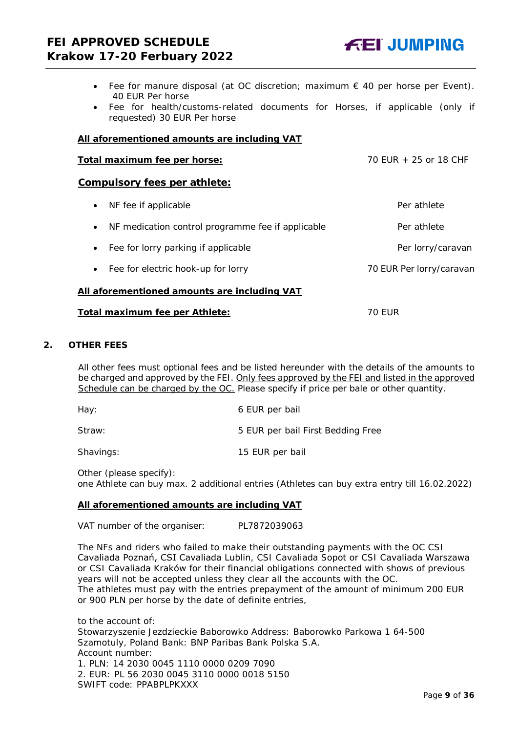- Fee for manure disposal (at OC discretion; maximum € 40 per horse per Event). 40 EUR Per horse
- Fee for health/customs-related documents for Horses, if applicable (only if requested) 30 EUR Per horse

**<u>All aforementioned amounts are including VAT</u>**

**<u>Total maximum fee per horse:</u>** 70 EUR + 25 or 18 CHF

**<u>Compulsory fees per athlete:</u>**

- NF fee if applicable — Per athlete
- NF medication control programme fee if applicable — Per athlete
- Fee for lorry parking if applicable — Per lorry/caravan
- Fee for electric hook-up for lorry — 70 EUR Per lorry/caravan

**<u>All aforementioned amounts are including VAT</u>**

**<u>Total maximum fee per Athlete:</u>** 70 EUR

## 2. OTHER FEES

All other fees must optional fees and be listed hereunder with the details of the amounts to be charged and approved by the FEI. <u>Only fees approved by the FEI and listed in the approved Schedule can be charged by the OC.</u> Please specify if price per bale or other quantity.

| | |
|---|---|
| Hay: | 6 EUR per bail |
| Straw: | 5 EUR per bail First Bedding Free |
| Shavings: | 15 EUR per bail |

Other (please specify):
one Athlete can buy max. 2 additional entries (Athletes can buy extra entry till 16.02.2022)

**<u>All aforementioned amounts are including VAT</u>**

VAT number of the organiser: PL7872039063

The NFs and riders who failed to make their outstanding payments with the OC CSI Cavaliada Poznań, CSI Cavaliada Lublin, CSI Cavaliada Sopot or CSI Cavaliada Warszawa or CSI Cavaliada Kraków for their financial obligations connected with shows of previous years will not be accepted unless they clear all the accounts with the OC.
The athletes must pay with the entries prepayment of the amount of minimum 200 EUR or 900 PLN per horse by the date of definite entries,

to the account of:
Stowarzyszenie Jezdzieckie Baborowko Address: Baborowko Parkowa 1 64-500 Szamotuly, Poland Bank: BNP Paribas Bank Polska S.A.
Account number:
1. PLN: 14 2030 0045 1110 0000 0209 7090
2. EUR: PL 56 2030 0045 3110 0000 0018 5150
SWIFT code: PPABPLPKXXX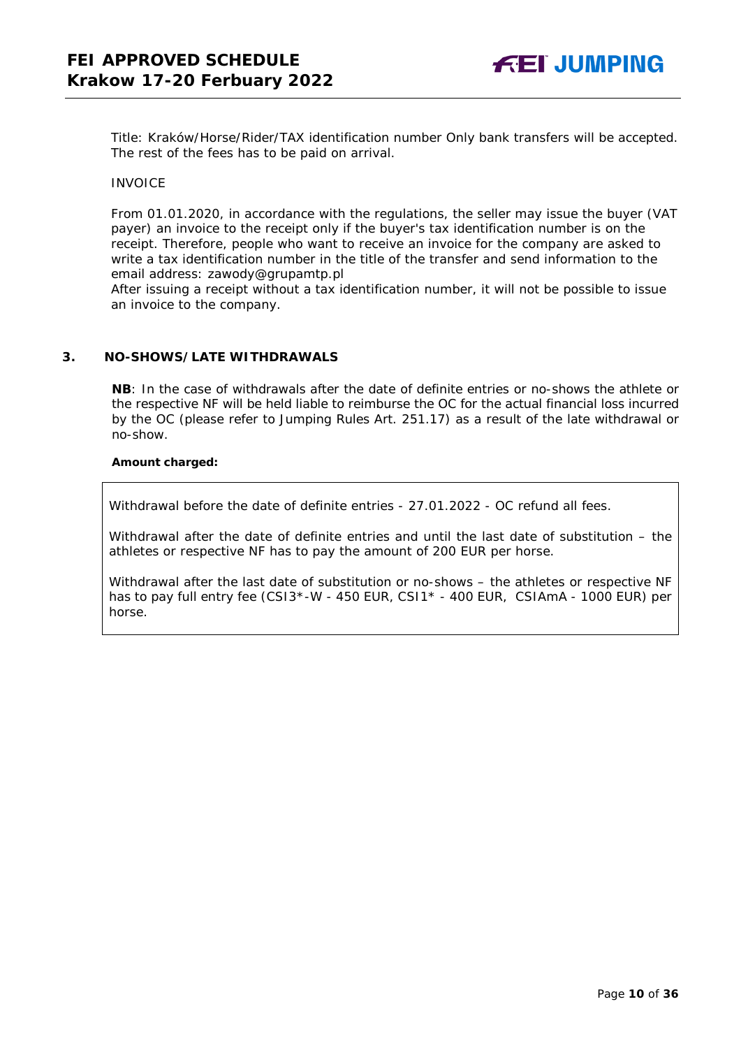Title: Kraków/Horse/Rider/TAX identification number Only bank transfers will be accepted. The rest of the fees has to be paid on arrival.

INVOICE

From 01.01.2020, in accordance with the regulations, the seller may issue the buyer (VAT payer) an invoice to the receipt only if the buyer's tax identification number is on the receipt. Therefore, people who want to receive an invoice for the company are asked to write a tax identification number in the title of the transfer and send information to the email address: zawody@grupamtp.pl
After issuing a receipt without a tax identification number, it will not be possible to issue an invoice to the company.

## 3. NO-SHOWS/LATE WITHDRAWALS

**NB**: In the case of withdrawals after the date of definite entries or no-shows the athlete or the respective NF will be held liable to reimburse the OC for the actual financial loss incurred by the OC (please refer to Jumping Rules Art. 251.17) as a result of the late withdrawal or no-show.

**Amount charged:**

Withdrawal before the date of definite entries - 27.01.2022 - OC refund all fees.

Withdrawal after the date of definite entries and until the last date of substitution – the athletes or respective NF has to pay the amount of 200 EUR per horse.

Withdrawal after the last date of substitution or no-shows – the athletes or respective NF has to pay full entry fee (CSI3*-W - 450 EUR, CSI1* - 400 EUR, CSIAmA - 1000 EUR) per horse.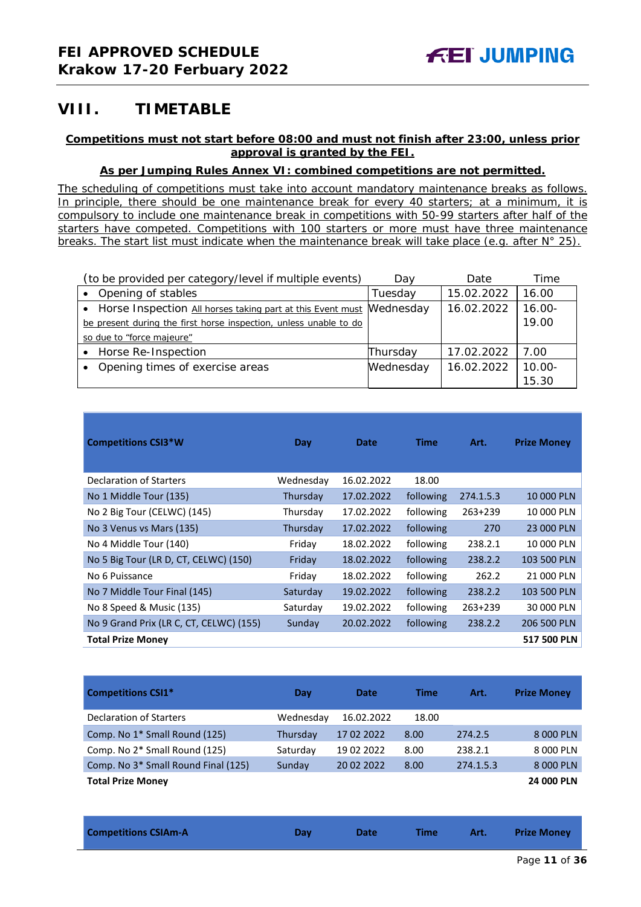# VIII. TIMETABLE

**Competitions must not start before 08:00 and must not finish after 23:00, unless prior approval is granted by the FEI.**

**As per Jumping Rules Annex VI: combined competitions are not permitted.**

The scheduling of competitions must take into account mandatory maintenance breaks as follows. In principle, there should be one maintenance break for every 40 starters; at a minimum, it is compulsory to include one maintenance break in competitions with 50-99 starters after half of the starters have competed. Competitions with 100 starters or more must have three maintenance breaks. The start list must indicate when the maintenance break will take place (e.g. after N° 25).

| (to be provided per category/level if multiple events) | Day | Date | Time |
|---|---|---|---|
| • Opening of stables | Tuesday | 15.02.2022 | 16.00 |
| • Horse Inspection All horses taking part at this Event must be present during the first horse inspection, unless unable to do so due to "force majeure" | Wednesday | 16.02.2022 | 16.00-19.00 |
| • Horse Re-Inspection | Thursday | 17.02.2022 | 7.00 |
| • Opening times of exercise areas | Wednesday | 16.02.2022 | 10.00-15.30 |

| Competitions CSI3*W | Day | Date | Time | Art. | Prize Money |
|---|---|---|---|---|---|
| Declaration of Starters | Wednesday | 16.02.2022 | 18.00 | | |
| No 1 Middle Tour (135) | Thursday | 17.02.2022 | following | 274.1.5.3 | 10 000 PLN |
| No 2 Big Tour (CELWC) (145) | Thursday | 17.02.2022 | following | 263+239 | 10 000 PLN |
| No 3 Venus vs Mars (135) | Thursday | 17.02.2022 | following | 270 | 23 000 PLN |
| No 4 Middle Tour (140) | Friday | 18.02.2022 | following | 238.2.1 | 10 000 PLN |
| No 5 Big Tour (LR D, CT, CELWC) (150) | Friday | 18.02.2022 | following | 238.2.2 | 103 500 PLN |
| No 6 Puissance | Friday | 18.02.2022 | following | 262.2 | 21 000 PLN |
| No 7 Middle Tour Final (145) | Saturday | 19.02.2022 | following | 238.2.2 | 103 500 PLN |
| No 8 Speed & Music (135) | Saturday | 19.02.2022 | following | 263+239 | 30 000 PLN |
| No 9 Grand Prix (LR C, CT, CELWC) (155) | Sunday | 20.02.2022 | following | 238.2.2 | 206 500 PLN |
| **Total Prize Money** | | | | | **517 500 PLN** |

| Competitions CSI1* | Day | Date | Time | Art. | Prize Money |
|---|---|---|---|---|---|
| Declaration of Starters | Wednesday | 16.02.2022 | 18.00 | | |
| Comp. No 1* Small Round (125) | Thursday | 17 02 2022 | 8.00 | 274.2.5 | 8 000 PLN |
| Comp. No 2* Small Round (125) | Saturday | 19 02 2022 | 8.00 | 238.2.1 | 8 000 PLN |
| Comp. No 3* Small Round Final (125) | Sunday | 20 02 2022 | 8.00 | 274.1.5.3 | 8 000 PLN |
| **Total Prize Money** | | | | | **24 000 PLN** |

| Competitions CSIAm-A | Day | Date | Time | Art. | Prize Money |
|---|---|---|---|---|---|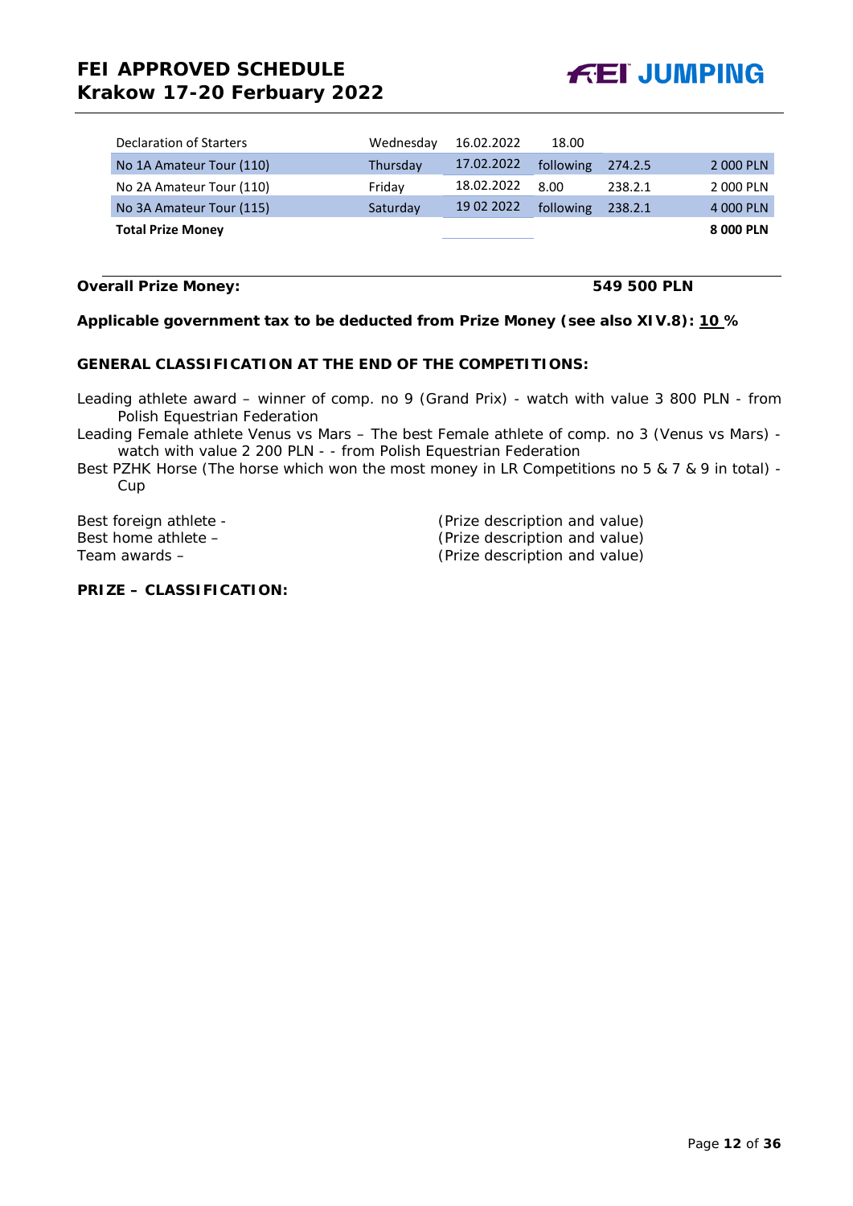| Declaration of Starters | Wednesday | 16.02.2022 | 18.00 | | |
|---|---|---|---|---|---|
| No 1A Amateur Tour (110) | Thursday | 17.02.2022 | following | 274.2.5 | 2 000 PLN |
| No 2A Amateur Tour (110) | Friday | 18.02.2022 | 8.00 | 238.2.1 | 2 000 PLN |
| No 3A Amateur Tour (115) | Saturday | 19 02 2022 | following | 238.2.1 | 4 000 PLN |
| **Total Prize Money** | | | | | **8 000 PLN** |

**Overall Prize Money:** **549 500 PLN**

**Applicable government tax to be deducted from Prize Money (see also XIV.8): 10 %**

**GENERAL CLASSIFICATION AT THE END OF THE COMPETITIONS:**

Leading athlete award – winner of comp. no 9 (Grand Prix) - watch with value 3 800 PLN - from Polish Equestrian Federation

Leading Female athlete Venus vs Mars – The best Female athlete of comp. no 3 (Venus vs Mars) - watch with value 2 200 PLN - - from Polish Equestrian Federation

Best PZHK Horse (The horse which won the most money in LR Competitions no 5 & 7 & 9 in total) - Cup

Best foreign athlete - (Prize description and value)
Best home athlete – (Prize description and value)
Team awards – (Prize description and value)

**PRIZE – CLASSIFICATION:**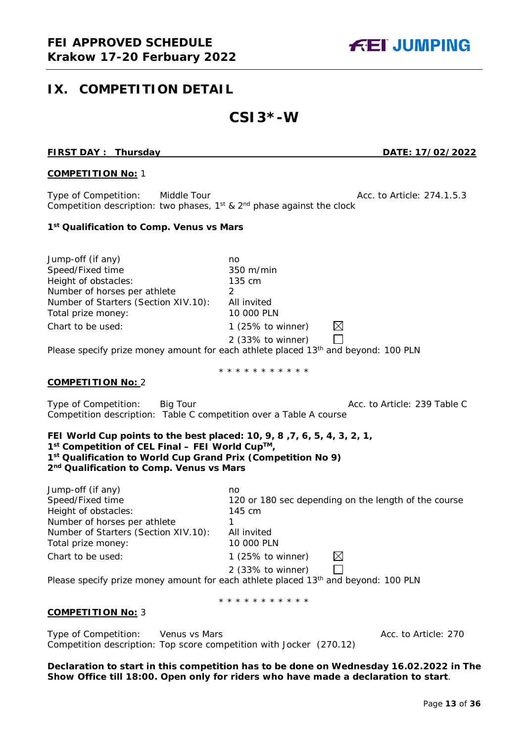## IX. COMPETITION DETAIL

# CSI3*-W

**FIRST DAY : Thursday** **DATE: 17/02/2022**

**COMPETITION No:** 1

Type of Competition: Middle Tour Acc. to Article: 274.1.5.3
Competition description: two phases, 1st & 2nd phase against the clock

**1st Qualification to Comp. Venus vs Mars**

| | | |
|---|---|---|
| Jump-off (if any) | no | |
| Speed/Fixed time | 350 m/min | |
| Height of obstacles: | 135 cm | |
| Number of horses per athlete | 2 | |
| Number of Starters (Section XIV.10): | All invited | |
| Total prize money: | 10 000 PLN | |
| Chart to be used: | 1 (25% to winner) | ☒ |
| | 2 (33% to winner) | ☐ |

Please specify prize money amount for each athlete placed 13th and beyond: 100 PLN

\* \* \* \* \* \* \* \* \* \* \*

**COMPETITION No:** 2

Type of Competition: Big Tour Acc. to Article: 239 Table C
Competition description: Table C competition over a Table A course

**FEI World Cup points to the best placed: 10, 9, 8 ,7, 6, 5, 4, 3, 2, 1,**
**1st Competition of CEL Final – FEI World Cup™,**
**1st Qualification to World Cup Grand Prix (Competition No 9)**
**2nd Qualification to Comp. Venus vs Mars**

| | | |
|---|---|---|
| Jump-off (if any) | no | |
| Speed/Fixed time | 120 or 180 sec depending on the length of the course | |
| Height of obstacles: | 145 cm | |
| Number of horses per athlete | 1 | |
| Number of Starters (Section XIV.10): | All invited | |
| Total prize money: | 10 000 PLN | |
| Chart to be used: | 1 (25% to winner) | ☒ |
| | 2 (33% to winner) | ☐ |

Please specify prize money amount for each athlete placed 13th and beyond: 100 PLN

\* \* \* \* \* \* \* \* \* \* \*

**COMPETITION No:** 3

Type of Competition: Venus vs Mars Acc. to Article: 270
Competition description: Top score competition with Jocker (270.12)

**Declaration to start in this competition has to be done on Wednesday 16.02.2022 in The Show Office till 18:00. Open only for riders who have made a declaration to start**.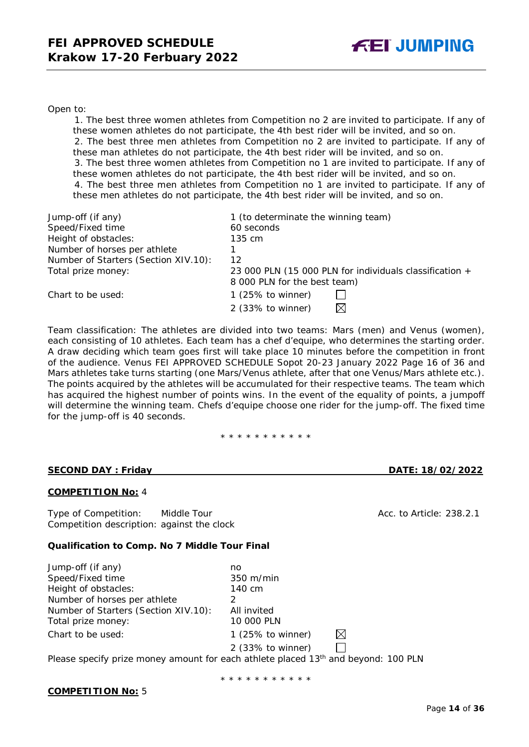Open to:

1. The best three women athletes from Competition no 2 are invited to participate. If any of these women athletes do not participate, the 4th best rider will be invited, and so on.
2. The best three men athletes from Competition no 2 are invited to participate. If any of these man athletes do not participate, the 4th best rider will be invited, and so on.
3. The best three women athletes from Competition no 1 are invited to participate. If any of these women athletes do not participate, the 4th best rider will be invited, and so on.
4. The best three men athletes from Competition no 1 are invited to participate. If any of these men athletes do not participate, the 4th best rider will be invited, and so on.

| | |
|---|---|
| Jump-off (if any) | 1 (to determinate the winning team) |
| Speed/Fixed time | 60 seconds |
| Height of obstacles: | 135 cm |
| Number of horses per athlete | 1 |
| Number of Starters (Section XIV.10): | 12 |
| Total prize money: | 23 000 PLN (15 000 PLN for individuals classification + 8 000 PLN for the best team) |
| Chart to be used: | 1 (25% to winner) ☐ |
| | 2 (33% to winner) ☒ |

Team classification: The athletes are divided into two teams: Mars (men) and Venus (women), each consisting of 10 athletes. Each team has a chef d'equipe, who determines the starting order. A draw deciding which team goes first will take place 10 minutes before the competition in front of the audience. Venus FEI APPROVED SCHEDULE Sopot 20-23 January 2022 Page 16 of 36 and Mars athletes take turns starting (one Mars/Venus athlete, after that one Venus/Mars athlete etc.). The points acquired by the athletes will be accumulated for their respective teams. The team which has acquired the highest number of points wins. In the event of the equality of points, a jumpoff will determine the winning team. Chefs d'equipe choose one rider for the jump-off. The fixed time for the jump-off is 40 seconds.

* * * * * * * * * * *

**SECOND DAY : Friday** **DATE: 18/02/2022**

**COMPETITION No:** 4

Type of Competition: Middle Tour Acc. to Article: 238.2.1
Competition description: against the clock

**Qualification to Comp. No 7 Middle Tour Final**

| | |
|---|---|
| Jump-off (if any) | no |
| Speed/Fixed time | 350 m/min |
| Height of obstacles: | 140 cm |
| Number of horses per athlete | 2 |
| Number of Starters (Section XIV.10): | All invited |
| Total prize money: | 10 000 PLN |
| Chart to be used: | 1 (25% to winner) ☒ |
| | 2 (33% to winner) ☐ |

Please specify prize money amount for each athlete placed 13th and beyond: 100 PLN

* * * * * * * * * * *

**COMPETITION No:** 5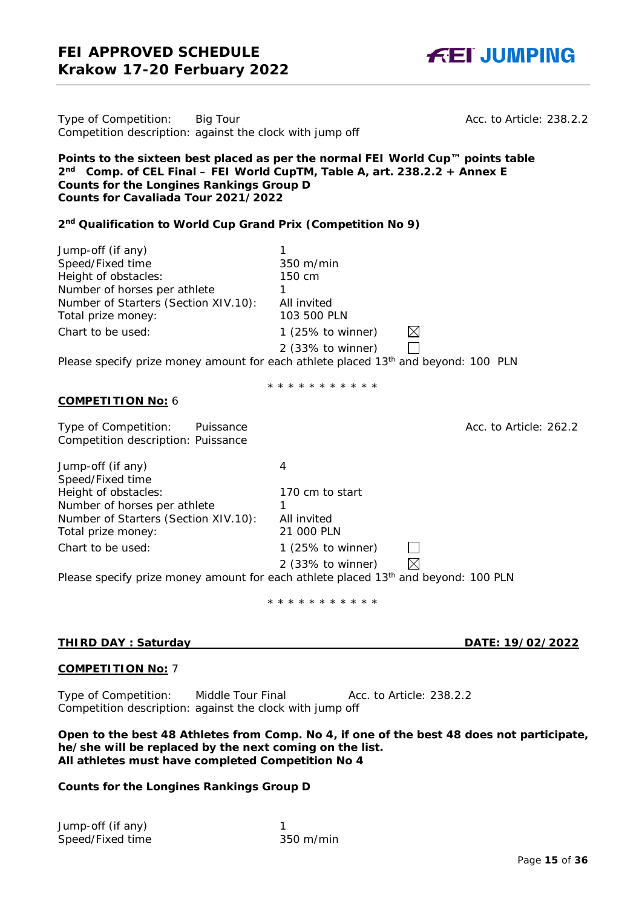Type of Competition: Big Tour — Acc. to Article: 238.2.2
Competition description: against the clock with jump off

**Points to the sixteen best placed as per the normal FEI World Cup™ points table**
**2nd Comp. of CEL Final – FEI World CupTM, Table A, art. 238.2.2 + Annex E**
**Counts for the Longines Rankings Group D**
**Counts for Cavaliada Tour 2021/2022**

**2nd Qualification to World Cup Grand Prix (Competition No 9)**

| | |
|---|---|
| Jump-off (if any) | 1 |
| Speed/Fixed time | 350 m/min |
| Height of obstacles: | 150 cm |
| Number of horses per athlete | 1 |
| Number of Starters (Section XIV.10): | All invited |
| Total prize money: | 103 500 PLN |
| Chart to be used: | 1 (25% to winner) ☒ |
| | 2 (33% to winner) ☐ |

Please specify prize money amount for each athlete placed 13th and beyond: 100 PLN

\* \* \* \* \* \* \* \* \* \* \*

**COMPETITION No:** 6

Type of Competition: Puissance — Acc. to Article: 262.2
Competition description: Puissance

| | |
|---|---|
| Jump-off (if any) | 4 |
| Speed/Fixed time | |
| Height of obstacles: | 170 cm to start |
| Number of horses per athlete | 1 |
| Number of Starters (Section XIV.10): | All invited |
| Total prize money: | 21 000 PLN |
| Chart to be used: | 1 (25% to winner) ☐ |
| | 2 (33% to winner) ☒ |

Please specify prize money amount for each athlete placed 13th and beyond: 100 PLN

\* \* \* \* \* \* \* \* \* \* \*

**THIRD DAY : Saturday — DATE: 19/02/2022**

**COMPETITION No:** 7

Type of Competition: Middle Tour Final — Acc. to Article: 238.2.2
Competition description: against the clock with jump off

**Open to the best 48 Athletes from Comp. No 4, if one of the best 48 does not participate, he/she will be replaced by the next coming on the list.**
**All athletes must have completed Competition No 4**

**Counts for the Longines Rankings Group D**

| | |
|---|---|
| Jump-off (if any) | 1 |
| Speed/Fixed time | 350 m/min |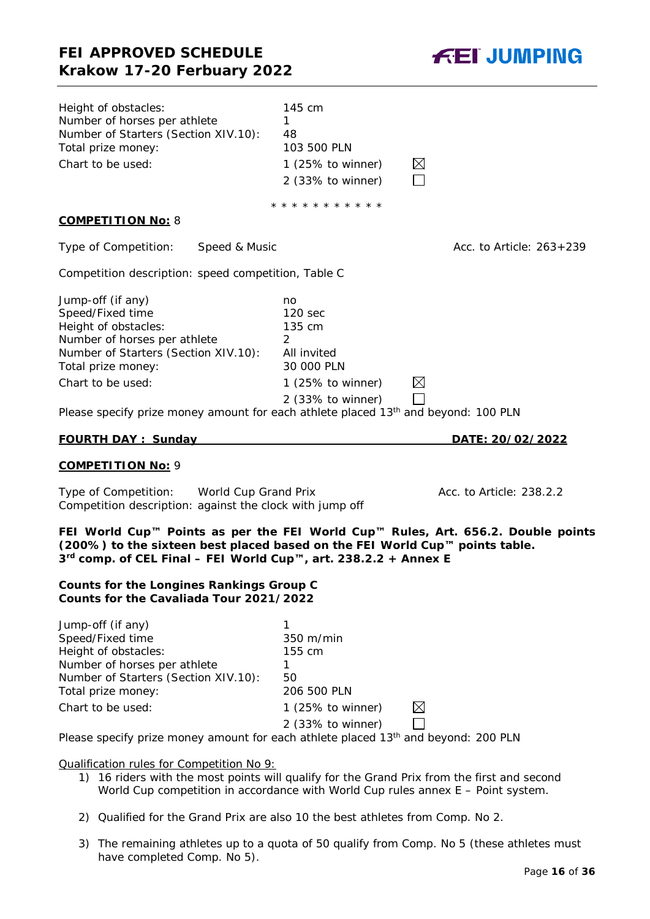| | | |
|---|---|---|
| Height of obstacles: | 145 cm | |
| Number of horses per athlete | 1 | |
| Number of Starters (Section XIV.10): | 48 | |
| Total prize money: | 103 500 PLN | |
| Chart to be used: | 1 (25% to winner) | ☒ |
| | 2 (33% to winner) | ☐ |

\* \* \* \* \* \* \* \* \* \* \*

**COMPETITION No:** 8

Type of Competition: Speed & Music — Acc. to Article: 263+239

Competition description: speed competition, Table C

| | | |
|---|---|---|
| Jump-off (if any) | no | |
| Speed/Fixed time | 120 sec | |
| Height of obstacles: | 135 cm | |
| Number of horses per athlete | 2 | |
| Number of Starters (Section XIV.10): | All invited | |
| Total prize money: | 30 000 PLN | |
| Chart to be used: | 1 (25% to winner) | ☒ |
| | 2 (33% to winner) | ☐ |

Please specify prize money amount for each athlete placed 13th and beyond: 100 PLN

**FOURTH DAY : Sunday — DATE: 20/02/2022**

**COMPETITION No:** 9

Type of Competition: World Cup Grand Prix — Acc. to Article: 238.2.2

Competition description: against the clock with jump off

**FEI World Cup™ Points as per the FEI World Cup™ Rules, Art. 656.2. Double points (200%) to the sixteen best placed based on the FEI World Cup™ points table.**
**3rd comp. of CEL Final – FEI World Cup™, art. 238.2.2 + Annex E**

**Counts for the Longines Rankings Group C**
**Counts for the Cavaliada Tour 2021/2022**

| | | |
|---|---|---|
| Jump-off (if any) | 1 | |
| Speed/Fixed time | 350 m/min | |
| Height of obstacles: | 155 cm | |
| Number of horses per athlete | 1 | |
| Number of Starters (Section XIV.10): | 50 | |
| Total prize money: | 206 500 PLN | |
| Chart to be used: | 1 (25% to winner) | ☒ |
| | 2 (33% to winner) | ☐ |

Please specify prize money amount for each athlete placed 13th and beyond: 200 PLN

Qualification rules for Competition No 9:

1) 16 riders with the most points will qualify for the Grand Prix from the first and second World Cup competition in accordance with World Cup rules annex E – Point system.
2) Qualified for the Grand Prix are also 10 the best athletes from Comp. No 2.
3) The remaining athletes up to a quota of 50 qualify from Comp. No 5 (these athletes must have completed Comp. No 5).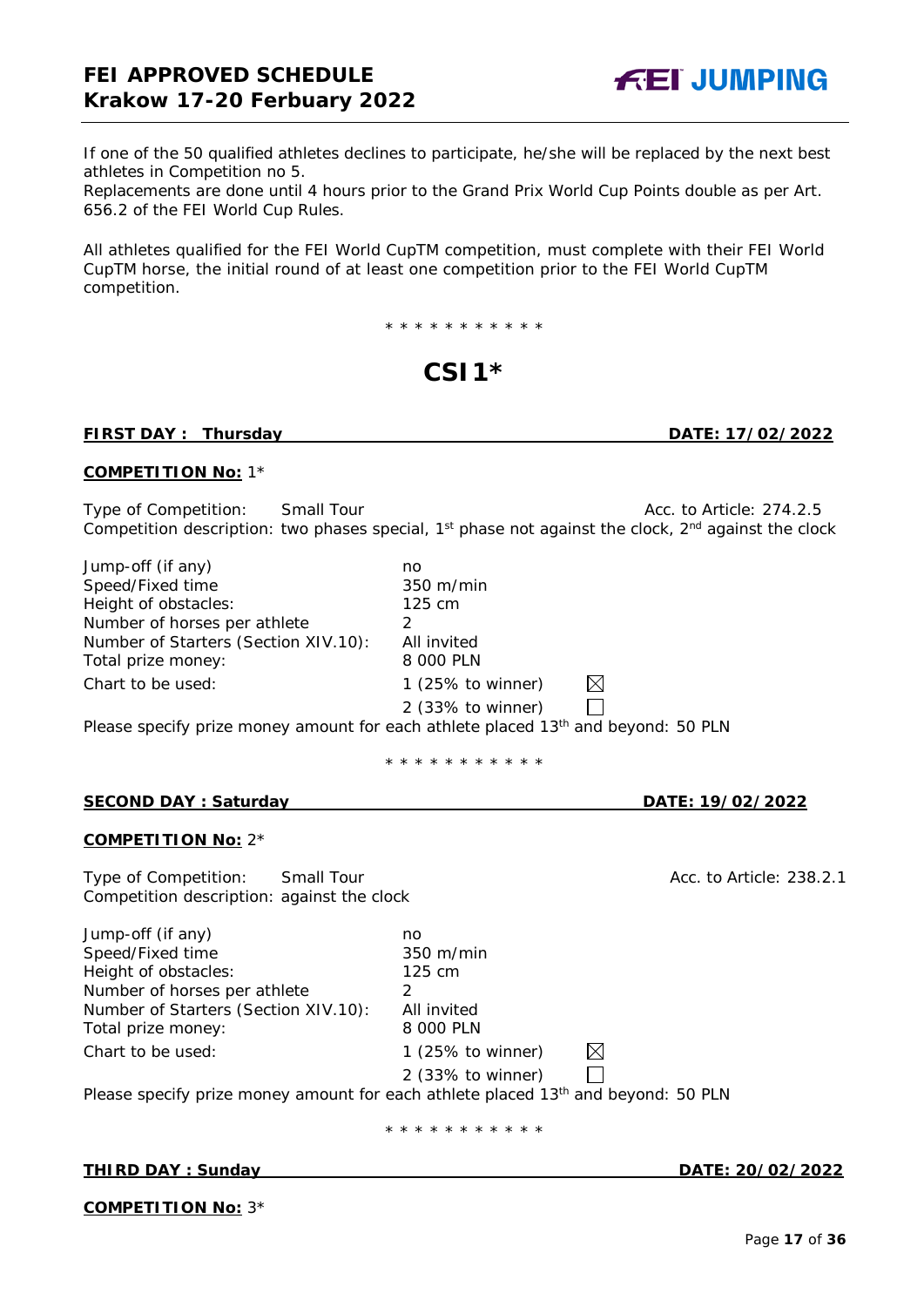If one of the 50 qualified athletes declines to participate, he/she will be replaced by the next best athletes in Competition no 5.
Replacements are done until 4 hours prior to the Grand Prix World Cup Points double as per Art. 656.2 of the FEI World Cup Rules.

All athletes qualified for the FEI World CupTM competition, must complete with their FEI World CupTM horse, the initial round of at least one competition prior to the FEI World CupTM competition.

\* \* \* \* \* \* \* \* \* \* \*

# CSI1*

**FIRST DAY : Thursday** **DATE: 17/02/2022**

**COMPETITION No:** 1*

Type of Competition: Small Tour Acc. to Article: 274.2.5
Competition description: two phases special, 1st phase not against the clock, 2nd against the clock

| | |
|---|---|
| Jump-off (if any) | no |
| Speed/Fixed time | 350 m/min |
| Height of obstacles: | 125 cm |
| Number of horses per athlete | 2 |
| Number of Starters (Section XIV.10): | All invited |
| Total prize money: | 8 000 PLN |
| Chart to be used: | 1 (25% to winner) ☒ |
| | 2 (33% to winner) ☐ |

Please specify prize money amount for each athlete placed 13th and beyond: 50 PLN

\* \* \* \* \* \* \* \* \* \* \*

**SECOND DAY : Saturday** **DATE: 19/02/2022**

**COMPETITION No:** 2*

Type of Competition: Small Tour Acc. to Article: 238.2.1
Competition description: against the clock

| | |
|---|---|
| Jump-off (if any) | no |
| Speed/Fixed time | 350 m/min |
| Height of obstacles: | 125 cm |
| Number of horses per athlete | 2 |
| Number of Starters (Section XIV.10): | All invited |
| Total prize money: | 8 000 PLN |
| Chart to be used: | 1 (25% to winner) ☒ |
| | 2 (33% to winner) ☐ |

Please specify prize money amount for each athlete placed 13th and beyond: 50 PLN

\* \* \* \* \* \* \* \* \* \* \*

**THIRD DAY : Sunday** **DATE: 20/02/2022**

**COMPETITION No:** 3*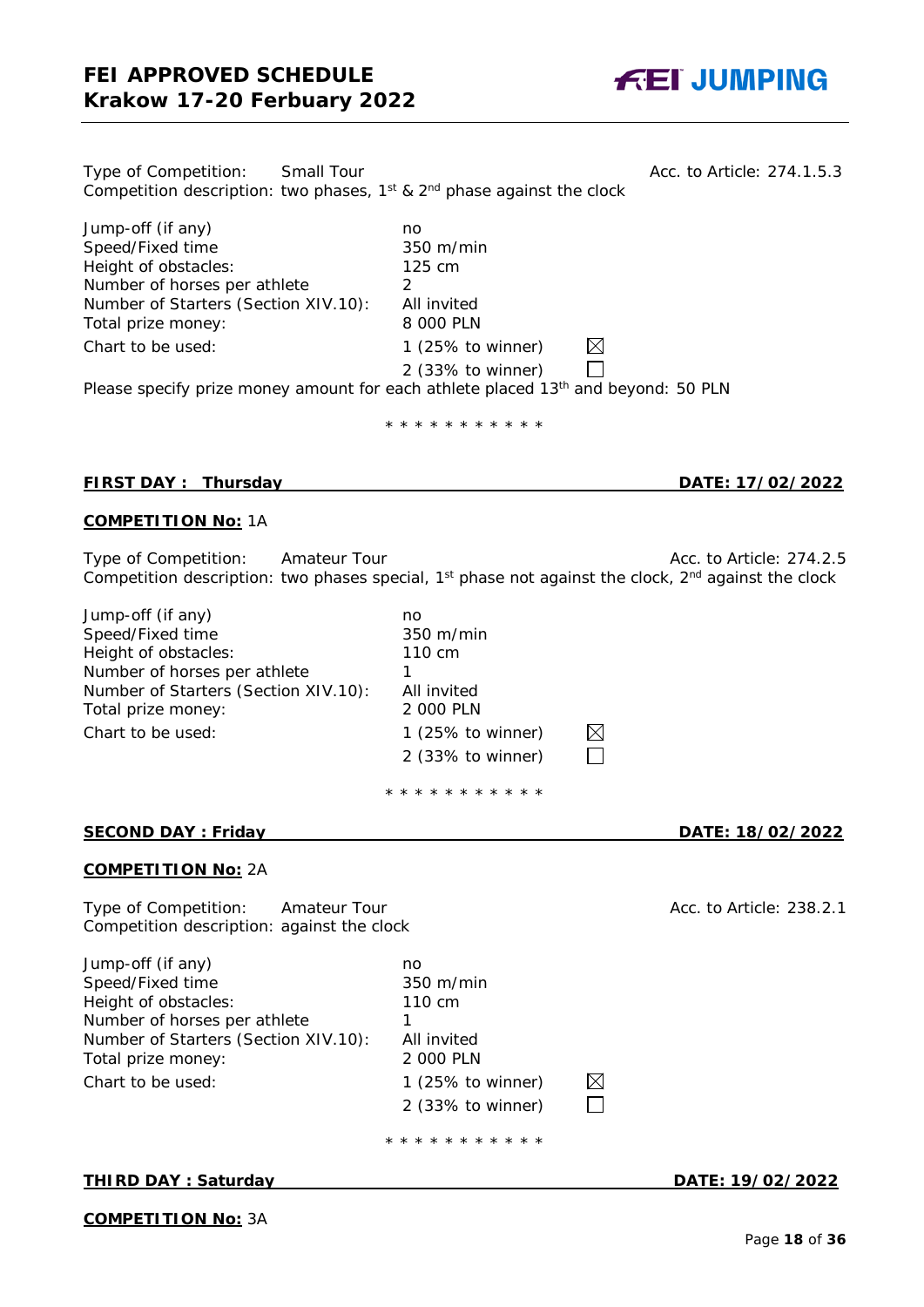Type of Competition: Small Tour Acc. to Article: 274.1.5.3
Competition description: two phases, 1st & 2nd phase against the clock

| | |
|---|---|
| Jump-off (if any) | no |
| Speed/Fixed time | 350 m/min |
| Height of obstacles: | 125 cm |
| Number of horses per athlete | 2 |
| Number of Starters (Section XIV.10): | All invited |
| Total prize money: | 8 000 PLN |
| Chart to be used: | 1 (25% to winner) ☒ |
| | 2 (33% to winner) ☐ |

Please specify prize money amount for each athlete placed 13th and beyond: 50 PLN

* * * * * * * * * * *

**FIRST DAY : Thursday** **DATE: 17/02/2022**

**COMPETITION No:** 1A

Type of Competition: Amateur Tour Acc. to Article: 274.2.5
Competition description: two phases special, 1st phase not against the clock, 2nd against the clock

| | |
|---|---|
| Jump-off (if any) | no |
| Speed/Fixed time | 350 m/min |
| Height of obstacles: | 110 cm |
| Number of horses per athlete | 1 |
| Number of Starters (Section XIV.10): | All invited |
| Total prize money: | 2 000 PLN |
| Chart to be used: | 1 (25% to winner) ☒ |
| | 2 (33% to winner) ☐ |

* * * * * * * * * * *

**SECOND DAY : Friday** **DATE: 18/02/2022**

**COMPETITION No:** 2A

Type of Competition: Amateur Tour Acc. to Article: 238.2.1
Competition description: against the clock

| | |
|---|---|
| Jump-off (if any) | no |
| Speed/Fixed time | 350 m/min |
| Height of obstacles: | 110 cm |
| Number of horses per athlete | 1 |
| Number of Starters (Section XIV.10): | All invited |
| Total prize money: | 2 000 PLN |
| Chart to be used: | 1 (25% to winner) ☒ |
| | 2 (33% to winner) ☐ |

* * * * * * * * * * *

**THIRD DAY : Saturday** **DATE: 19/02/2022**

**COMPETITION No:** 3A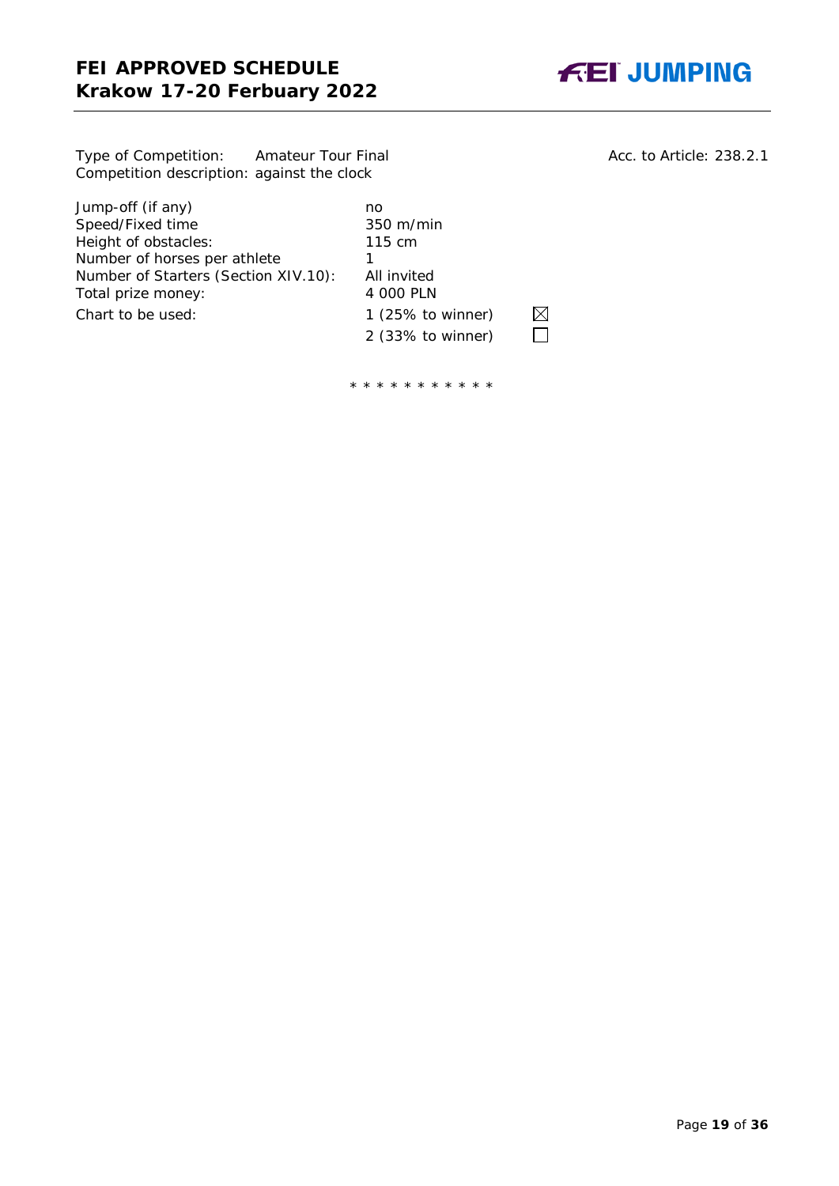Type of Competition: Amateur Tour Final

Competition description: against the clock

Acc. to Article: 238.2.1

| | | |
|---|---|---|
| Jump-off (if any) | no | |
| Speed/Fixed time | 350 m/min | |
| Height of obstacles: | 115 cm | |
| Number of horses per athlete | 1 | |
| Number of Starters (Section XIV.10): | All invited | |
| Total prize money: | 4 000 PLN | |
| Chart to be used: | 1 (25% to winner) | ☒ |
| | 2 (33% to winner) | ☐ |

\* * * * * * * * * * *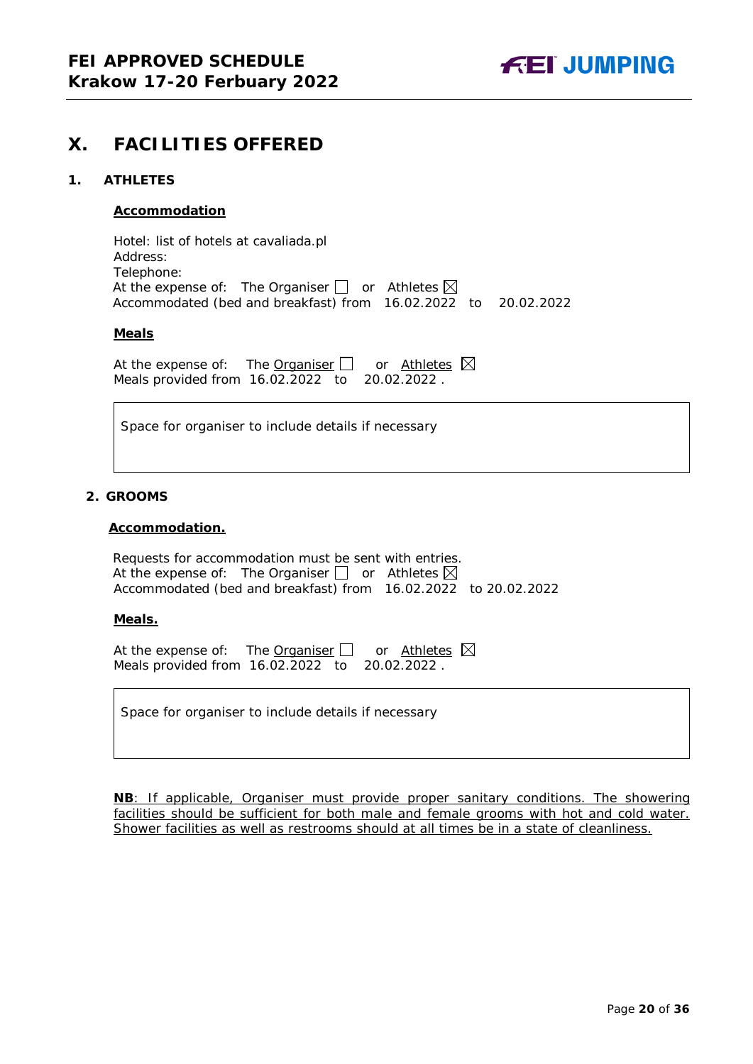# X. FACILITIES OFFERED

## 1. ATHLETES

**Accommodation**

Hotel: list of hotels at cavaliada.pl
Address:
Telephone:
At the expense of: The Organiser ☐ or Athletes ☒
Accommodated (bed and breakfast) from 16.02.2022 to 20.02.2022

**Meals**

At the expense of: The Organiser ☐ or Athletes ☒
Meals provided from 16.02.2022 to 20.02.2022 .

| Space for organiser to include details if necessary |
|---|

## 2. GROOMS

**Accommodation.**

Requests for accommodation must be sent with entries.
At the expense of: The Organiser ☐ or Athletes ☒
Accommodated (bed and breakfast) from 16.02.2022 to 20.02.2022

**Meals.**

At the expense of: The Organiser ☐ or Athletes ☒
Meals provided from 16.02.2022 to 20.02.2022 .

| Space for organiser to include details if necessary |
|---|

**NB**: If applicable, Organiser must provide proper sanitary conditions. The showering facilities should be sufficient for both male and female grooms with hot and cold water. Shower facilities as well as restrooms should at all times be in a state of cleanliness.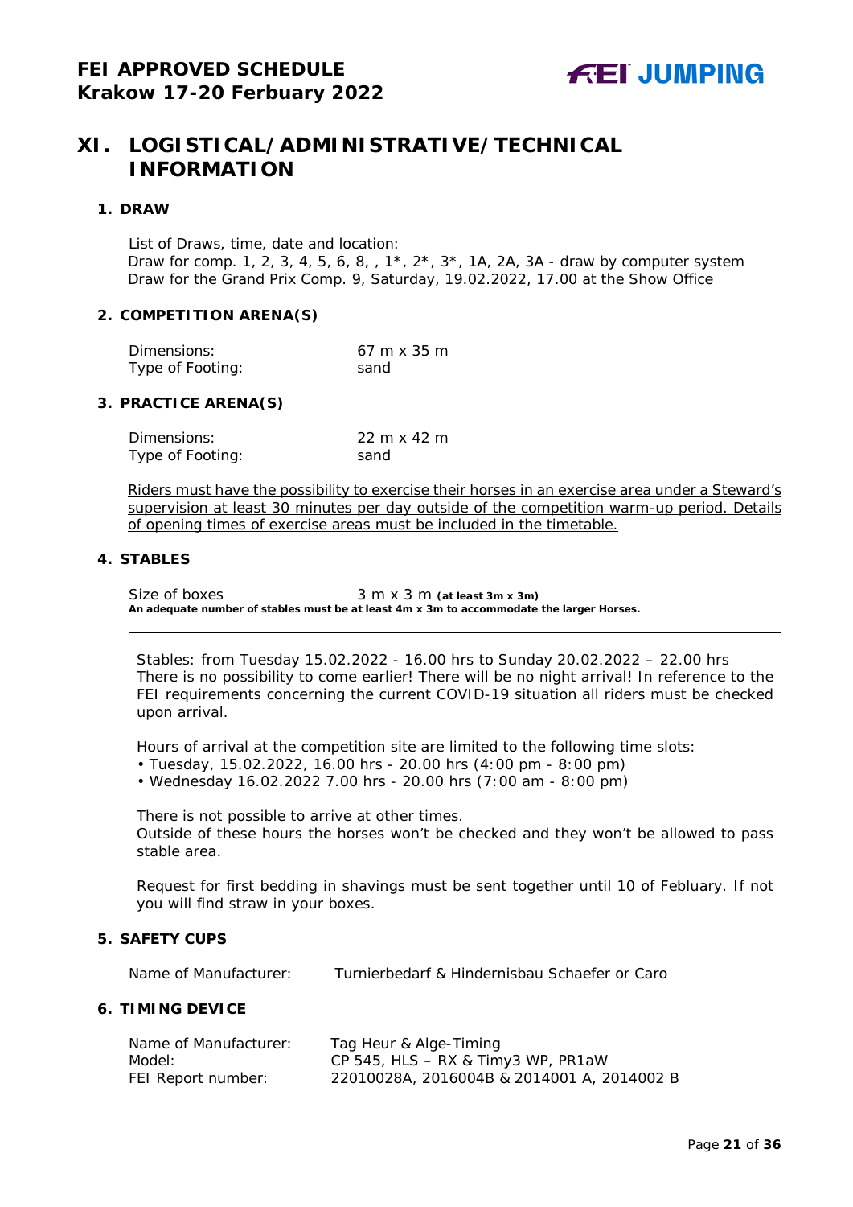# XI. LOGISTICAL/ADMINISTRATIVE/TECHNICAL INFORMATION

## 1. DRAW

List of Draws, time, date and location:
Draw for comp. 1, 2, 3, 4, 5, 6, 8, , 1*, 2*, 3*, 1A, 2A, 3A - draw by computer system
Draw for the Grand Prix Comp. 9, Saturday, 19.02.2022, 17.00 at the Show Office

## 2. COMPETITION ARENA(S)

| | |
|---|---|
| Dimensions: | 67 m x 35 m |
| Type of Footing: | sand |

## 3. PRACTICE ARENA(S)

| | |
|---|---|
| Dimensions: | 22 m x 42 m |
| Type of Footing: | sand |

Riders must have the possibility to exercise their horses in an exercise area under a Steward's supervision at least 30 minutes per day outside of the competition warm-up period. Details of opening times of exercise areas must be included in the timetable.

## 4. STABLES

Size of boxes 3 m x 3 m **(at least 3m x 3m)**
**An adequate number of stables must be at least 4m x 3m to accommodate the larger Horses.**

Stables: from Tuesday 15.02.2022 - 16.00 hrs to Sunday 20.02.2022 – 22.00 hrs
There is no possibility to come earlier! There will be no night arrival! In reference to the FEI requirements concerning the current COVID-19 situation all riders must be checked upon arrival.

Hours of arrival at the competition site are limited to the following time slots:
- Tuesday, 15.02.2022, 16.00 hrs - 20.00 hrs (4:00 pm - 8:00 pm)
- Wednesday 16.02.2022 7.00 hrs - 20.00 hrs (7:00 am - 8:00 pm)

There is not possible to arrive at other times.
Outside of these hours the horses won't be checked and they won't be allowed to pass stable area.

Request for first bedding in shavings must be sent together until 10 of Febluary. If not you will find straw in your boxes.

## 5. SAFETY CUPS

| | |
|---|---|
| Name of Manufacturer: | Turnierbedarf & Hindernisbau Schaefer or Caro |

## 6. TIMING DEVICE

| | |
|---|---|
| Name of Manufacturer: | Tag Heur & Alge-Timing |
| Model: | CP 545, HLS – RX & Timy3 WP, PR1aW |
| FEI Report number: | 22010028A, 2016004B & 2014001 A, 2014002 B |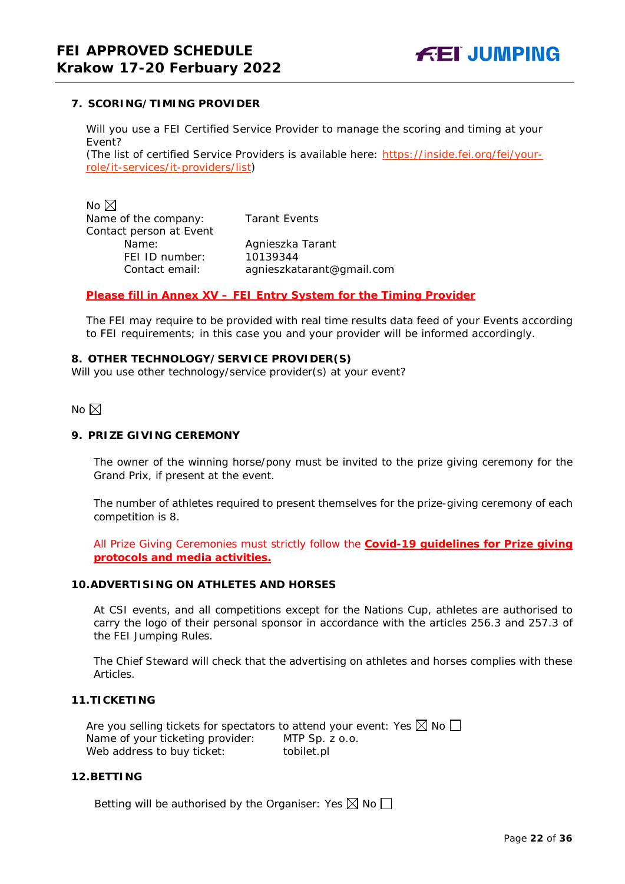## 7. SCORING/TIMING PROVIDER

Will you use a FEI Certified Service Provider to manage the scoring and timing at your Event?
(The list of certified Service Providers is available here: [https://inside.fei.org/fei/your-role/it-services/it-providers/list](https://inside.fei.org/fei/your-role/it-services/it-providers/list))

No ☒
Name of the company: Tarant Events
Contact person at Event
 Name: Agnieszka Tarant
 FEI ID number: 10139344
 Contact email: agnieszkatarant@gmail.com

**Please fill in Annex XV – FEI Entry System for the Timing Provider**

The FEI may require to be provided with real time results data feed of your Events according to FEI requirements; in this case you and your provider will be informed accordingly.

## 8. OTHER TECHNOLOGY/SERVICE PROVIDER(S)

Will you use other technology/service provider(s) at your event?

No ☒

## 9. PRIZE GIVING CEREMONY

The owner of the winning horse/pony must be invited to the prize giving ceremony for the Grand Prix, if present at the event.

The number of athletes required to present themselves for the prize-giving ceremony of each competition is 8.

All Prize Giving Ceremonies must strictly follow the **Covid-19 guidelines for Prize giving protocols and media activities.**

## 10. ADVERTISING ON ATHLETES AND HORSES

At CSI events, and all competitions except for the Nations Cup, athletes are authorised to carry the logo of their personal sponsor in accordance with the articles 256.3 and 257.3 of the FEI Jumping Rules.

The Chief Steward will check that the advertising on athletes and horses complies with these Articles.

## 11. TICKETING

Are you selling tickets for spectators to attend your event: Yes ☒ No ☐
Name of your ticketing provider: MTP Sp. z o.o.
Web address to buy ticket: tobilet.pl

## 12. BETTING

Betting will be authorised by the Organiser: Yes ☒ No ☐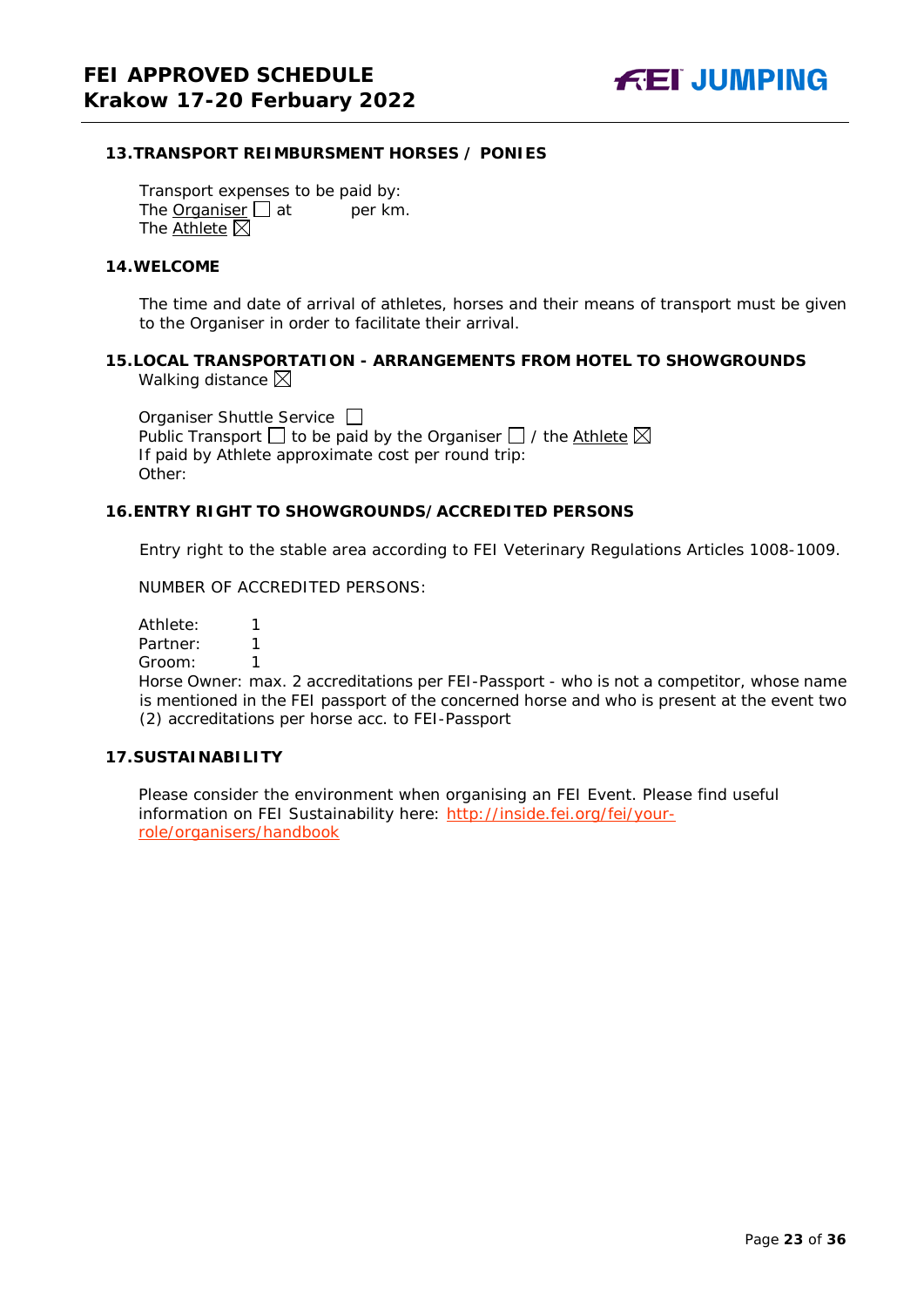## 13. TRANSPORT REIMBURSMENT HORSES / PONIES

Transport expenses to be paid by:
The Organiser ☐ at per km.
The Athlete ☒

## 14. WELCOME

The time and date of arrival of athletes, horses and their means of transport must be given to the Organiser in order to facilitate their arrival.

## 15. LOCAL TRANSPORTATION - ARRANGEMENTS FROM HOTEL TO SHOWGROUNDS

Walking distance ☒

Organiser Shuttle Service ☐
Public Transport ☐ to be paid by the Organiser ☐ / the Athlete ☒
If paid by Athlete approximate cost per round trip:
Other:

## 16. ENTRY RIGHT TO SHOWGROUNDS/ACCREDITED PERSONS

Entry right to the stable area according to FEI Veterinary Regulations Articles 1008-1009.

NUMBER OF ACCREDITED PERSONS:

Athlete: 1
Partner: 1
Groom: 1
Horse Owner: max. 2 accreditations per FEI-Passport - who is not a competitor, whose name is mentioned in the FEI passport of the concerned horse and who is present at the event two (2) accreditations per horse acc. to FEI-Passport

## 17. SUSTAINABILITY

Please consider the environment when organising an FEI Event. Please find useful information on FEI Sustainability here: http://inside.fei.org/fei/your-role/organisers/handbook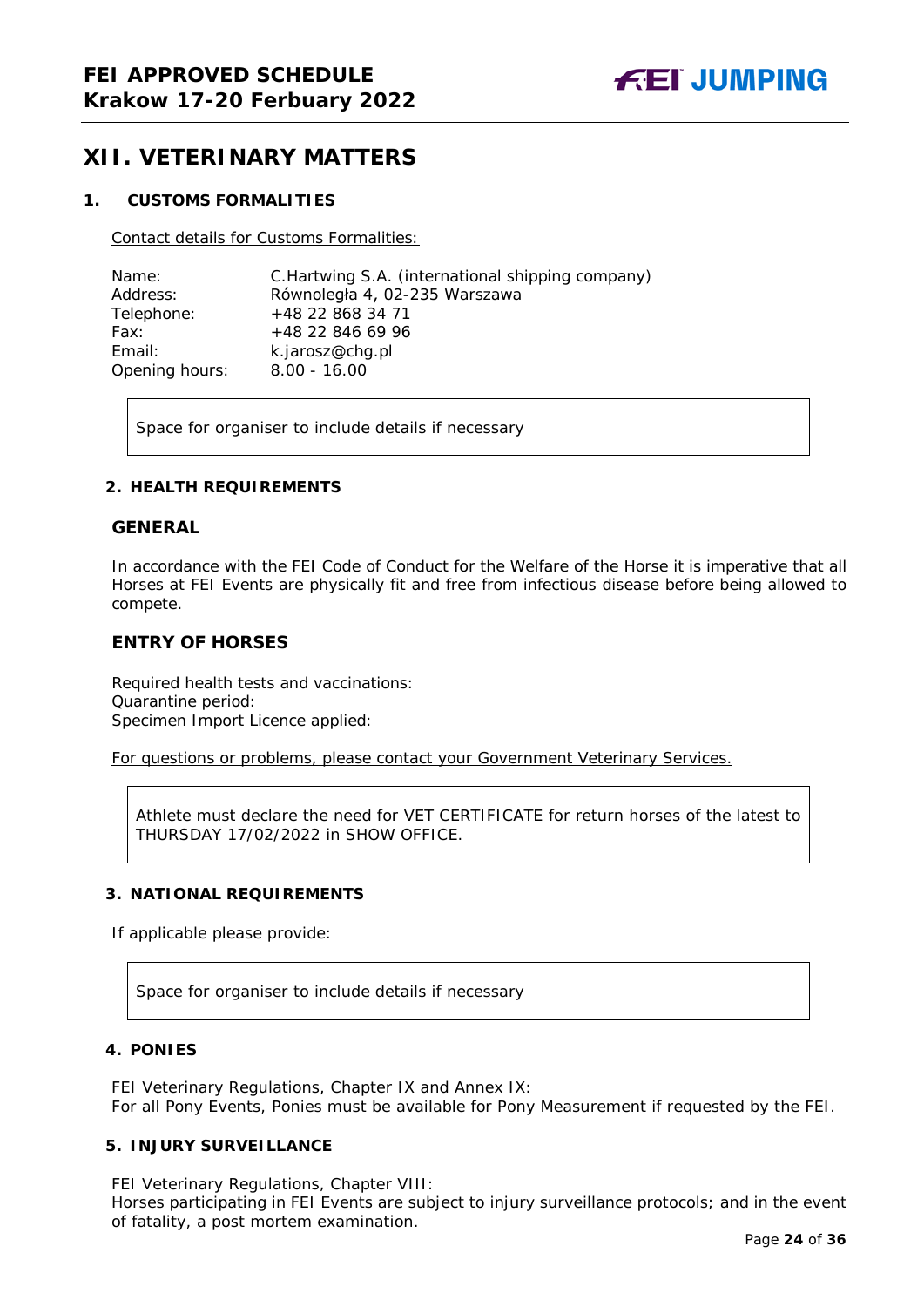## XII. VETERINARY MATTERS

### 1. CUSTOMS FORMALITIES

Contact details for Customs Formalities:

| | |
|---|---|
| Name: | C.Hartwing S.A. (international shipping company) |
| Address: | Równoległa 4, 02-235 Warszawa |
| Telephone: | +48 22 868 34 71 |
| Fax: | +48 22 846 69 96 |
| Email: | k.jarosz@chg.pl |
| Opening hours: | 8.00 - 16.00 |

Space for organiser to include details if necessary

### 2. HEALTH REQUIREMENTS

#### GENERAL

In accordance with the FEI Code of Conduct for the Welfare of the Horse it is imperative that all Horses at FEI Events are physically fit and free from infectious disease before being allowed to compete.

#### ENTRY OF HORSES

Required health tests and vaccinations:
Quarantine period:
Specimen Import Licence applied:

For questions or problems, please contact your Government Veterinary Services.

Athlete must declare the need for VET CERTIFICATE for return horses of the latest to THURSDAY 17/02/2022 in SHOW OFFICE.

### 3. NATIONAL REQUIREMENTS

If applicable please provide:

Space for organiser to include details if necessary

### 4. PONIES

FEI Veterinary Regulations, Chapter IX and Annex IX:
For all Pony Events, Ponies must be available for Pony Measurement if requested by the FEI.

### 5. INJURY SURVEILLANCE

FEI Veterinary Regulations, Chapter VIII:
Horses participating in FEI Events are subject to injury surveillance protocols; and in the event of fatality, a post mortem examination.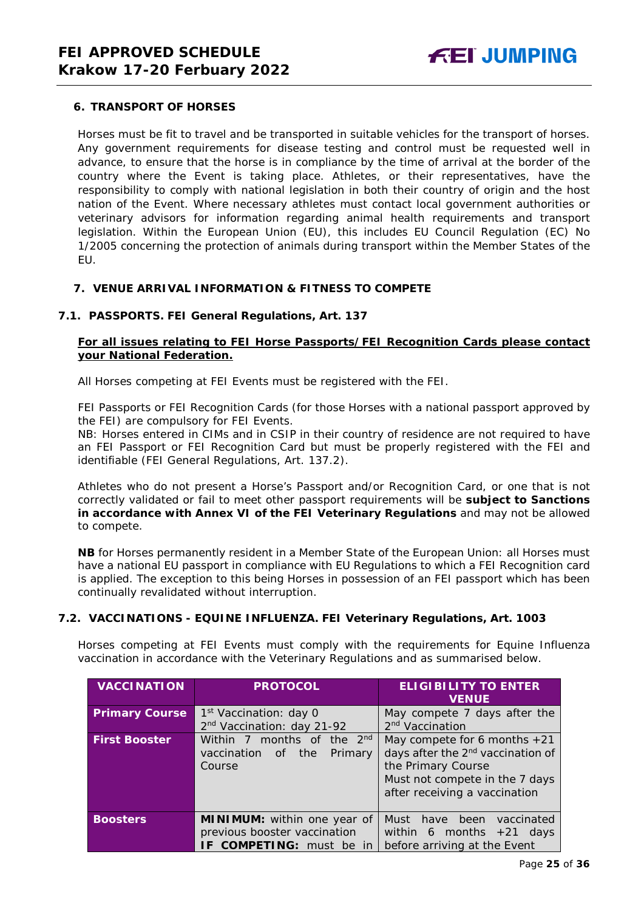## 6. TRANSPORT OF HORSES

Horses must be fit to travel and be transported in suitable vehicles for the transport of horses. Any government requirements for disease testing and control must be requested well in advance, to ensure that the horse is in compliance by the time of arrival at the border of the country where the Event is taking place. Athletes, or their representatives, have the responsibility to comply with national legislation in both their country of origin and the host nation of the Event. Where necessary athletes must contact local government authorities or veterinary advisors for information regarding animal health requirements and transport legislation. Within the European Union (EU), this includes EU Council Regulation (EC) No 1/2005 concerning the protection of animals during transport within the Member States of the EU.

## 7. VENUE ARRIVAL INFORMATION & FITNESS TO COMPETE

### 7.1. PASSPORTS. FEI General Regulations, Art. 137

**For all issues relating to FEI Horse Passports/FEI Recognition Cards please contact your National Federation.**

All Horses competing at FEI Events must be registered with the FEI.

FEI Passports or FEI Recognition Cards (for those Horses with a national passport approved by the FEI) are compulsory for FEI Events.
NB: Horses entered in CIMs and in CSIP in their country of residence are not required to have an FEI Passport or FEI Recognition Card but must be properly registered with the FEI and identifiable (FEI General Regulations, Art. 137.2).

Athletes who do not present a Horse's Passport and/or Recognition Card, or one that is not correctly validated or fail to meet other passport requirements will be **subject to Sanctions in accordance with Annex VI of the FEI Veterinary Regulations** and may not be allowed to compete.

**NB** for Horses permanently resident in a Member State of the European Union: all Horses must have a national EU passport in compliance with EU Regulations to which a FEI Recognition card is applied. The exception to this being Horses in possession of an FEI passport which has been continually revalidated without interruption.

### 7.2. VACCINATIONS - EQUINE INFLUENZA. FEI Veterinary Regulations, Art. 1003

Horses competing at FEI Events must comply with the requirements for Equine Influenza vaccination in accordance with the Veterinary Regulations and as summarised below.

| VACCINATION | PROTOCOL | ELIGIBILITY TO ENTER VENUE |
|---|---|---|
| **Primary Course** | 1st Vaccination: day 0<br>2nd Vaccination: day 21-92 | May compete 7 days after the 2nd Vaccination |
| **First Booster** | Within 7 months of the 2nd vaccination of the Primary Course | May compete for 6 months +21 days after the 2nd vaccination of the Primary Course<br>Must not compete in the 7 days after receiving a vaccination |
| **Boosters** | **MINIMUM:** within one year of previous booster vaccination<br>**IF COMPETING:** must be in | Must have been vaccinated within 6 months +21 days before arriving at the Event |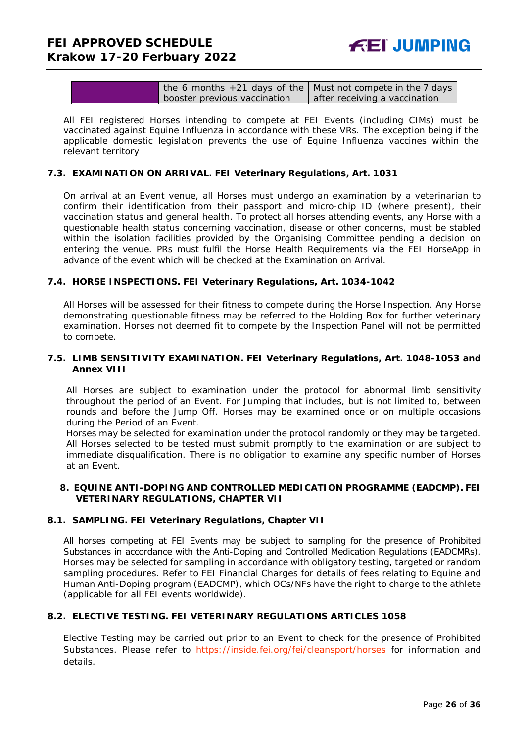| | the 6 months +21 days of the booster previous vaccination | Must not compete in the 7 days after receiving a vaccination |
|---|---|---|

All FEI registered Horses intending to compete at FEI Events (including CIMs) must be vaccinated against Equine Influenza in accordance with these VRs. The exception being if the applicable domestic legislation prevents the use of Equine Influenza vaccines within the relevant territory

### 7.3. EXAMINATION ON ARRIVAL. FEI Veterinary Regulations, Art. 1031

On arrival at an Event venue, all Horses must undergo an examination by a veterinarian to confirm their identification from their passport and micro-chip ID (where present), their vaccination status and general health. To protect all horses attending events, any Horse with a questionable health status concerning vaccination, disease or other concerns, must be stabled within the isolation facilities provided by the Organising Committee pending a decision on entering the venue. PRs must fulfil the Horse Health Requirements via the FEI HorseApp in advance of the event which will be checked at the Examination on Arrival.

### 7.4. HORSE INSPECTIONS. FEI Veterinary Regulations, Art. 1034-1042

All Horses will be assessed for their fitness to compete during the Horse Inspection. Any Horse demonstrating questionable fitness may be referred to the Holding Box for further veterinary examination. Horses not deemed fit to compete by the Inspection Panel will not be permitted to compete.

### 7.5. LIMB SENSITIVITY EXAMINATION. FEI Veterinary Regulations, Art. 1048-1053 and Annex VIII

All Horses are subject to examination under the protocol for abnormal limb sensitivity throughout the period of an Event. For Jumping that includes, but is not limited to, between rounds and before the Jump Off. Horses may be examined once or on multiple occasions during the Period of an Event.
Horses may be selected for examination under the protocol randomly or they may be targeted. All Horses selected to be tested must submit promptly to the examination or are subject to immediate disqualification. There is no obligation to examine any specific number of Horses at an Event.

## 8. EQUINE ANTI-DOPING AND CONTROLLED MEDICATION PROGRAMME (EADCMP). FEI VETERINARY REGULATIONS, CHAPTER VII

### 8.1. SAMPLING. FEI Veterinary Regulations, Chapter VII

All horses competing at FEI Events may be subject to sampling for the presence of Prohibited Substances in accordance with the Anti-Doping and Controlled Medication Regulations (EADCMRs). Horses may be selected for sampling in accordance with obligatory testing, targeted or random sampling procedures. Refer to FEI Financial Charges for details of fees relating to Equine and Human Anti-Doping program (EADCMP), which OCs/NFs have the right to charge to the athlete (applicable for all FEI events worldwide).

### 8.2. ELECTIVE TESTING. FEI VETERINARY REGULATIONS ARTICLES 1058

Elective Testing may be carried out prior to an Event to check for the presence of Prohibited Substances. Please refer to https://inside.fei.org/fei/cleansport/horses for information and details.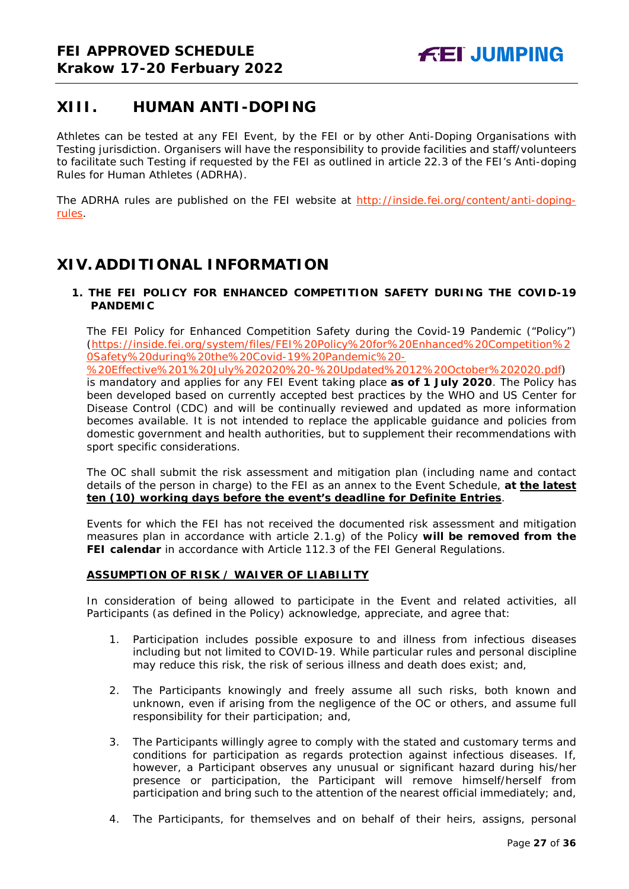## XIII. HUMAN ANTI-DOPING

Athletes can be tested at any FEI Event, by the FEI or by other Anti-Doping Organisations with Testing jurisdiction. Organisers will have the responsibility to provide facilities and staff/volunteers to facilitate such Testing if requested by the FEI as outlined in article 22.3 of the FEI's Anti-doping Rules for Human Athletes (ADRHA).

The ADRHA rules are published on the FEI website at [http://inside.fei.org/content/anti-doping-rules](http://inside.fei.org/content/anti-doping-rules).

## XIV. ADDITIONAL INFORMATION

### 1. THE FEI POLICY FOR ENHANCED COMPETITION SAFETY DURING THE COVID-19 PANDEMIC

The FEI Policy for Enhanced Competition Safety during the Covid-19 Pandemic ("Policy") ([https://inside.fei.org/system/files/FEI%20Policy%20for%20Enhanced%20Competition%20Safety%20during%20the%20Covid-19%20Pandemic%20-%20Effective%201%20July%202020%20-%20Updated%2012%20October%202020.pdf](https://inside.fei.org/system/files/FEI%20Policy%20for%20Enhanced%20Competition%20Safety%20during%20the%20Covid-19%20Pandemic%20-%20Effective%201%20July%202020%20-%20Updated%2012%20October%202020.pdf)) is mandatory and applies for any FEI Event taking place **as of 1 July 2020**. The Policy has been developed based on currently accepted best practices by the WHO and US Center for Disease Control (CDC) and will be continually reviewed and updated as more information becomes available. It is not intended to replace the applicable guidance and policies from domestic government and health authorities, but to supplement their recommendations with sport specific considerations.

The OC shall submit the risk assessment and mitigation plan (including name and contact details of the person in charge) to the FEI as an annex to the Event Schedule, **at <u>the latest ten (10) working days before the event's deadline for Definite Entries</u>**.

Events for which the FEI has not received the documented risk assessment and mitigation measures plan in accordance with article 2.1.g) of the Policy **will be removed from the FEI calendar** in accordance with Article 112.3 of the FEI General Regulations.

**<u>ASSUMPTION OF RISK / WAIVER OF LIABILITY</u>**

In consideration of being allowed to participate in the Event and related activities, all Participants (as defined in the Policy) acknowledge, appreciate, and agree that:

1. Participation includes possible exposure to and illness from infectious diseases including but not limited to COVID-19. While particular rules and personal discipline may reduce this risk, the risk of serious illness and death does exist; and,

2. The Participants knowingly and freely assume all such risks, both known and unknown, even if arising from the negligence of the OC or others, and assume full responsibility for their participation; and,

3. The Participants willingly agree to comply with the stated and customary terms and conditions for participation as regards protection against infectious diseases. If, however, a Participant observes any unusual or significant hazard during his/her presence or participation, the Participant will remove himself/herself from participation and bring such to the attention of the nearest official immediately; and,

4. The Participants, for themselves and on behalf of their heirs, assigns, personal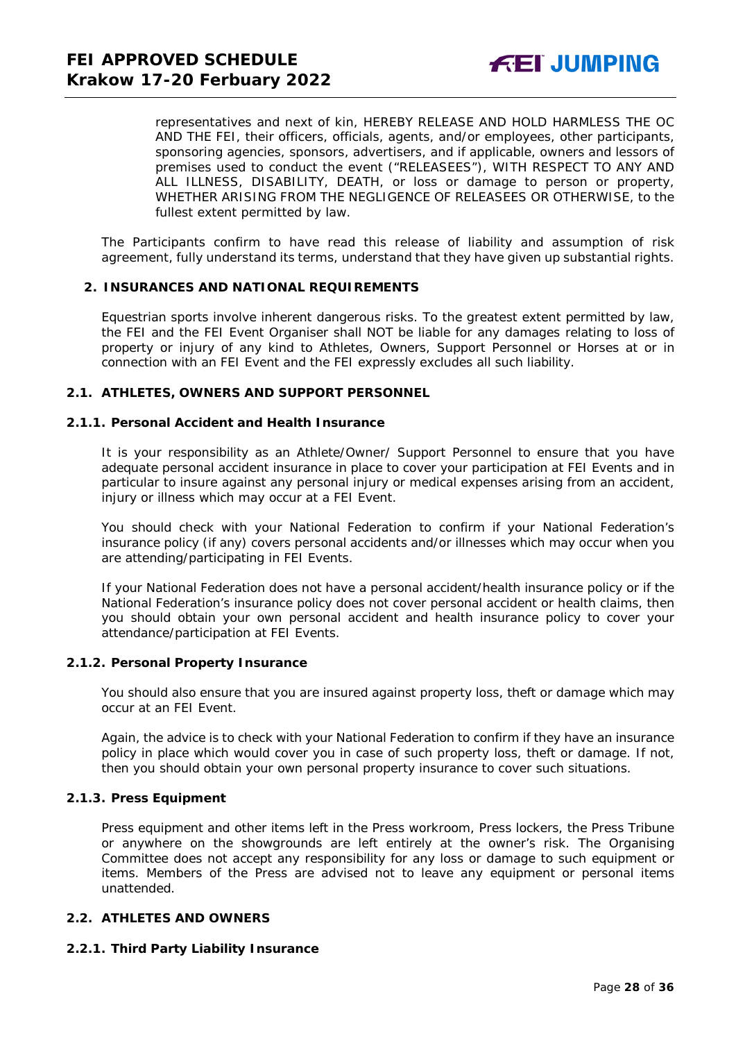representatives and next of kin, HEREBY RELEASE AND HOLD HARMLESS THE OC AND THE FEI, their officers, officials, agents, and/or employees, other participants, sponsoring agencies, sponsors, advertisers, and if applicable, owners and lessors of premises used to conduct the event ("RELEASEES"), WITH RESPECT TO ANY AND ALL ILLNESS, DISABILITY, DEATH, or loss or damage to person or property, WHETHER ARISING FROM THE NEGLIGENCE OF RELEASEES OR OTHERWISE, to the fullest extent permitted by law.

The Participants confirm to have read this release of liability and assumption of risk agreement, fully understand its terms, understand that they have given up substantial rights.

## 2. INSURANCES AND NATIONAL REQUIREMENTS

Equestrian sports involve inherent dangerous risks. To the greatest extent permitted by law, the FEI and the FEI Event Organiser shall NOT be liable for any damages relating to loss of property or injury of any kind to Athletes, Owners, Support Personnel or Horses at or in connection with an FEI Event and the FEI expressly excludes all such liability.

### 2.1. ATHLETES, OWNERS AND SUPPORT PERSONNEL

#### 2.1.1. Personal Accident and Health Insurance

It is your responsibility as an Athlete/Owner/ Support Personnel to ensure that you have adequate personal accident insurance in place to cover your participation at FEI Events and in particular to insure against any personal injury or medical expenses arising from an accident, injury or illness which may occur at a FEI Event.

You should check with your National Federation to confirm if your National Federation's insurance policy (if any) covers personal accidents and/or illnesses which may occur when you are attending/participating in FEI Events.

If your National Federation does not have a personal accident/health insurance policy or if the National Federation's insurance policy does not cover personal accident or health claims, then you should obtain your own personal accident and health insurance policy to cover your attendance/participation at FEI Events.

#### 2.1.2. Personal Property Insurance

You should also ensure that you are insured against property loss, theft or damage which may occur at an FEI Event.

Again, the advice is to check with your National Federation to confirm if they have an insurance policy in place which would cover you in case of such property loss, theft or damage. If not, then you should obtain your own personal property insurance to cover such situations.

#### 2.1.3. Press Equipment

Press equipment and other items left in the Press workroom, Press lockers, the Press Tribune or anywhere on the showgrounds are left entirely at the owner's risk. The Organising Committee does not accept any responsibility for any loss or damage to such equipment or items. Members of the Press are advised not to leave any equipment or personal items unattended.

### 2.2. ATHLETES AND OWNERS

#### 2.2.1. Third Party Liability Insurance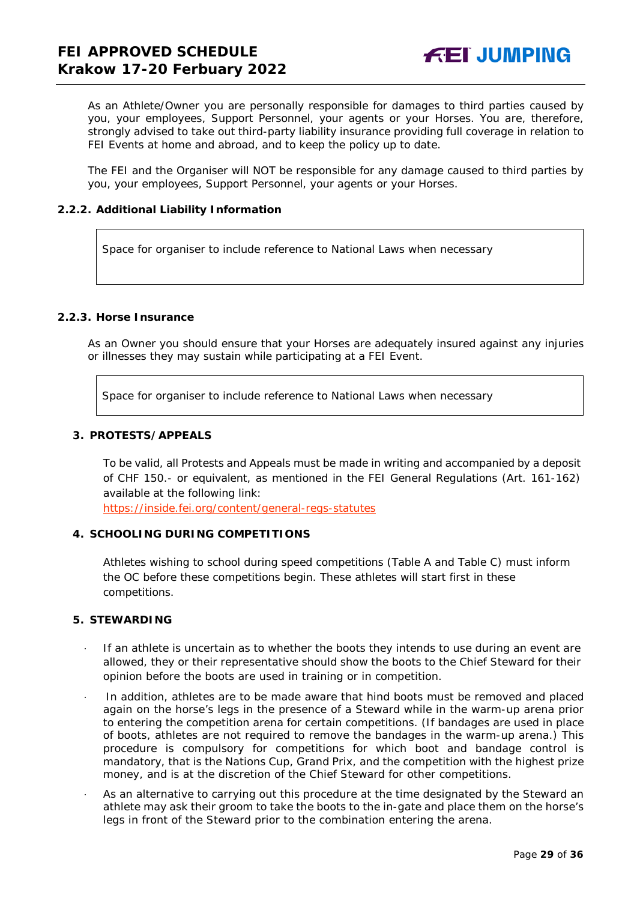As an Athlete/Owner you are personally responsible for damages to third parties caused by you, your employees, Support Personnel, your agents or your Horses. You are, therefore, strongly advised to take out third-party liability insurance providing full coverage in relation to FEI Events at home and abroad, and to keep the policy up to date.

The FEI and the Organiser will NOT be responsible for any damage caused to third parties by you, your employees, Support Personnel, your agents or your Horses.

### 2.2.2. Additional Liability Information

| Space for organiser to include reference to National Laws when necessary |
|---|

### 2.2.3. Horse Insurance

As an Owner you should ensure that your Horses are adequately insured against any injuries or illnesses they may sustain while participating at a FEI Event.

| Space for organiser to include reference to National Laws when necessary |
|---|

## 3. PROTESTS/APPEALS

To be valid, all Protests and Appeals must be made in writing and accompanied by a deposit of CHF 150.- or equivalent, as mentioned in the FEI General Regulations (Art. 161-162) available at the following link:
https://inside.fei.org/content/general-regs-statutes

## 4. SCHOOLING DURING COMPETITIONS

Athletes wishing to school during speed competitions (Table A and Table C) must inform the OC before these competitions begin. These athletes will start first in these competitions.

## 5. STEWARDING

- If an athlete is uncertain as to whether the boots they intends to use during an event are allowed, they or their representative should show the boots to the Chief Steward for their opinion before the boots are used in training or in competition.
- In addition, athletes are to be made aware that hind boots must be removed and placed again on the horse's legs in the presence of a Steward while in the warm-up arena prior to entering the competition arena for certain competitions. (If bandages are used in place of boots, athletes are not required to remove the bandages in the warm-up arena.) This procedure is compulsory for competitions for which boot and bandage control is mandatory, that is the Nations Cup, Grand Prix, and the competition with the highest prize money, and is at the discretion of the Chief Steward for other competitions.
- As an alternative to carrying out this procedure at the time designated by the Steward an athlete may ask their groom to take the boots to the in-gate and place them on the horse's legs in front of the Steward prior to the combination entering the arena.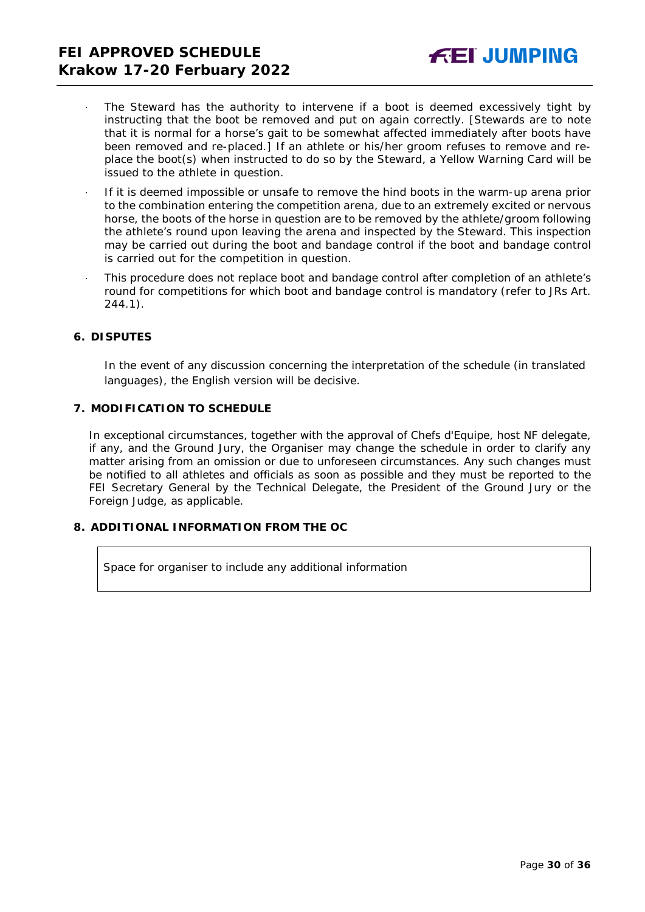- The Steward has the authority to intervene if a boot is deemed excessively tight by instructing that the boot be removed and put on again correctly. [Stewards are to note that it is normal for a horse's gait to be somewhat affected immediately after boots have been removed and re-placed.] If an athlete or his/her groom refuses to remove and re-place the boot(s) when instructed to do so by the Steward, a Yellow Warning Card will be issued to the athlete in question.
- If it is deemed impossible or unsafe to remove the hind boots in the warm-up arena prior to the combination entering the competition arena, due to an extremely excited or nervous horse, the boots of the horse in question are to be removed by the athlete/groom following the athlete's round upon leaving the arena and inspected by the Steward. This inspection may be carried out during the boot and bandage control if the boot and bandage control is carried out for the competition in question.
- This procedure does not replace boot and bandage control after completion of an athlete's round for competitions for which boot and bandage control is mandatory (refer to JRs Art. 244.1).

## 6. DISPUTES

In the event of any discussion concerning the interpretation of the schedule (in translated languages), the English version will be decisive.

## 7. MODIFICATION TO SCHEDULE

In exceptional circumstances, together with the approval of Chefs d'Equipe, host NF delegate, if any, and the Ground Jury, the Organiser may change the schedule in order to clarify any matter arising from an omission or due to unforeseen circumstances. Any such changes must be notified to all athletes and officials as soon as possible and they must be reported to the FEI Secretary General by the Technical Delegate, the President of the Ground Jury or the Foreign Judge, as applicable.

## 8. ADDITIONAL INFORMATION FROM THE OC

Space for organiser to include any additional information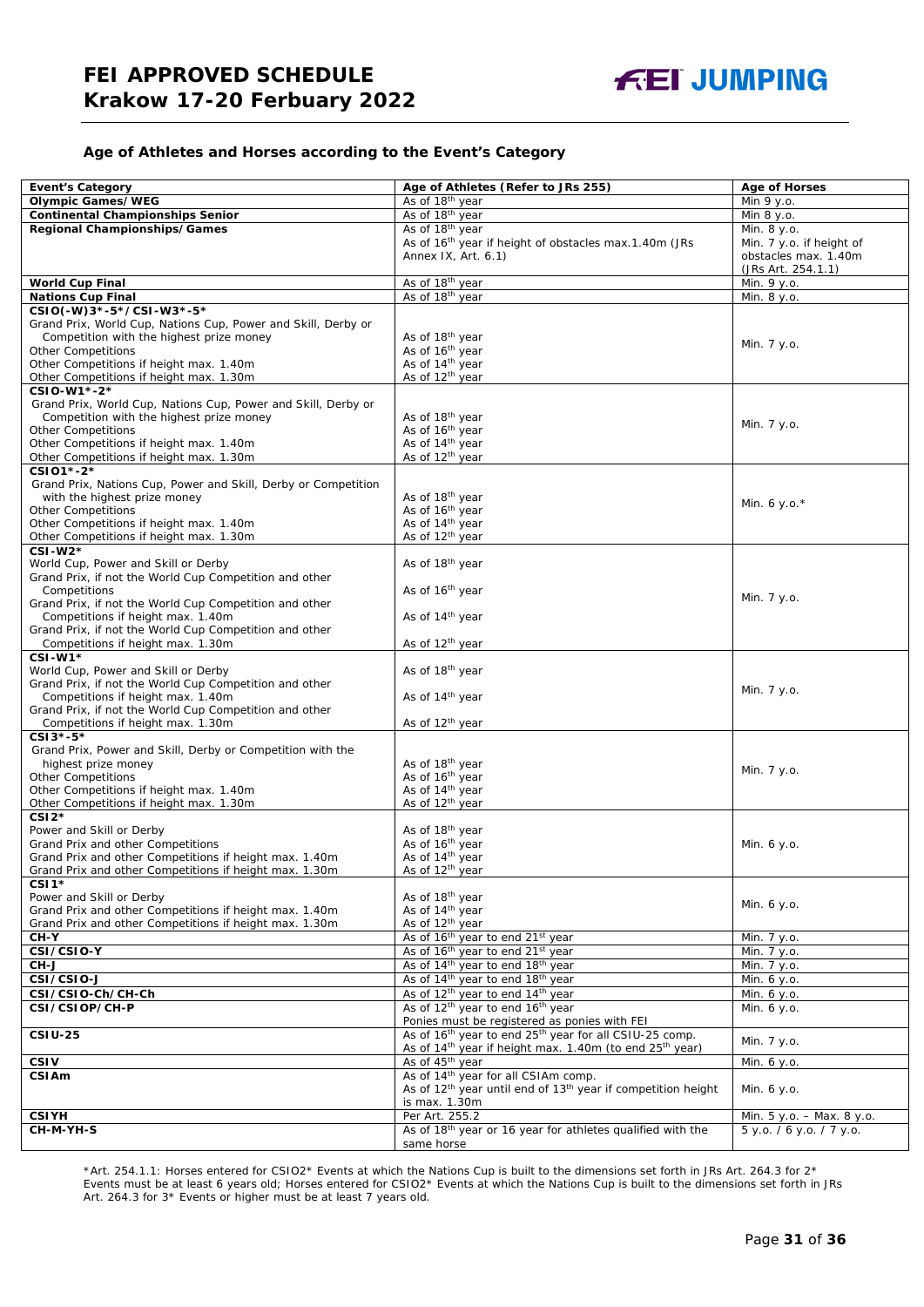# FEI APPROVED SCHEDULE
# Krakow 17-20 Ferbuary 2022

### Age of Athletes and Horses according to the Event's Category

| Event's Category | Age of Athletes (Refer to JRs 255) | Age of Horses |
|---|---|---|
| **Olympic Games/WEG** | As of 18th year | Min 9 y.o. |
| **Continental Championships Senior** | As of 18th year | Min 8 y.o. |
| **Regional Championships/Games** | As of 18th year<br>As of 16th year if height of obstacles max.1.40m (JRs Annex IX, Art. 6.1) | Min. 8 y.o.<br>Min. 7 y.o. if height of obstacles max. 1.40m (JRs Art. 254.1.1) |
| **World Cup Final** | As of 18th year | Min. 9 y.o. |
| **Nations Cup Final** | As of 18th year | Min. 8 y.o. |
| **CSIO(-W)3\*-5\*/CSI-W3\*-5\***<br>Grand Prix, World Cup, Nations Cup, Power and Skill, Derby or Competition with the highest prize money<br>Other Competitions<br>Other Competitions if height max. 1.40m<br>Other Competitions if height max. 1.30m | <br>As of 18th year<br>As of 16th year<br>As of 14th year<br>As of 12th year | Min. 7 y.o. |
| **CSIO-W1\*-2\***<br>Grand Prix, World Cup, Nations Cup, Power and Skill, Derby or Competition with the highest prize money<br>Other Competitions<br>Other Competitions if height max. 1.40m<br>Other Competitions if height max. 1.30m | <br>As of 18th year<br>As of 16th year<br>As of 14th year<br>As of 12th year | Min. 7 y.o. |
| **CSIO1\*-2\***<br>Grand Prix, Nations Cup, Power and Skill, Derby or Competition with the highest prize money<br>Other Competitions<br>Other Competitions if height max. 1.40m<br>Other Competitions if height max. 1.30m | <br>As of 18th year<br>As of 16th year<br>As of 14th year<br>As of 12th year | Min. 6 y.o.* |
| **CSI-W2\***<br>World Cup, Power and Skill or Derby<br>Grand Prix, if not the World Cup Competition and other Competitions<br>Grand Prix, if not the World Cup Competition and other Competitions if height max. 1.40m<br>Grand Prix, if not the World Cup Competition and other Competitions if height max. 1.30m | <br>As of 18th year<br>As of 16th year<br>As of 14th year<br>As of 12th year | Min. 7 y.o. |
| **CSI-W1\***<br>World Cup, Power and Skill or Derby<br>Grand Prix, if not the World Cup Competition and other Competitions if height max. 1.40m<br>Grand Prix, if not the World Cup Competition and other Competitions if height max. 1.30m | <br>As of 18th year<br>As of 14th year<br>As of 12th year | Min. 7 y.o. |
| **CSI3\*-5\***<br>Grand Prix, Power and Skill, Derby or Competition with the highest prize money<br>Other Competitions<br>Other Competitions if height max. 1.40m<br>Other Competitions if height max. 1.30m | <br>As of 18th year<br>As of 16th year<br>As of 14th year<br>As of 12th year | Min. 7 y.o. |
| **CSI2\***<br>Power and Skill or Derby<br>Grand Prix and other Competitions<br>Grand Prix and other Competitions if height max. 1.40m<br>Grand Prix and other Competitions if height max. 1.30m | <br>As of 18th year<br>As of 16th year<br>As of 14th year<br>As of 12th year | Min. 6 y.o. |
| **CSI1\***<br>Power and Skill or Derby<br>Grand Prix and other Competitions if height max. 1.40m<br>Grand Prix and other Competitions if height max. 1.30m | <br>As of 18th year<br>As of 14th year<br>As of 12th year | Min. 6 y.o. |
| **CH-Y** | As of 16th year to end 21st year | Min. 7 y.o. |
| **CSI/CSIO-Y** | As of 16th year to end 21st year | Min. 7 y.o. |
| **CH-J** | As of 14th year to end 18th year | Min. 7 y.o. |
| **CSI/CSIO-J** | As of 14th year to end 18th year | Min. 6 y.o. |
| **CSI/CSIO-Ch/CH-Ch** | As of 12th year to end 14th year | Min. 6 y.o. |
| **CSI/CSIOP/CH-P** | As of 12th year to end 16th year<br>Ponies must be registered as ponies with FEI | Min. 6 y.o. |
| **CSIU-25** | As of 16th year to end 25th year for all CSIU-25 comp.<br>As of 14th year if height max. 1.40m (to end 25th year) | Min. 7 y.o. |
| **CSIV** | As of 45th year | Min. 6 y.o. |
| **CSIAm** | As of 14th year for all CSIAm comp.<br>As of 12th year until end of 13th year if competition height is max. 1.30m | Min. 6 y.o. |
| **CSIYH** | Per Art. 255.2 | Min. 5 y.o. – Max. 8 y.o. |
| **CH-M-YH-S** | As of 18th year or 16 year for athletes qualified with the same horse | 5 y.o. / 6 y.o. / 7 y.o. |

*Art. 254.1.1: Horses entered for CSIO2* Events at which the Nations Cup is built to the dimensions set forth in JRs Art. 264.3 for 2* Events must be at least 6 years old; Horses entered for CSIO2* Events at which the Nations Cup is built to the dimensions set forth in JRs Art. 264.3 for 3* Events or higher must be at least 7 years old.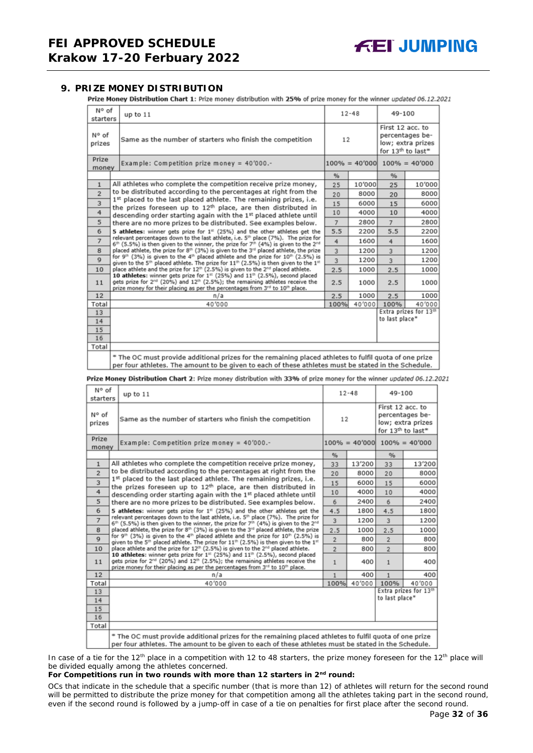## 9. PRIZE MONEY DISTRIBUTION

**Prize Money Distribution Chart 1:** Prize money distribution with **25%** of prize money for the winner *updated 06.12.2021*

| N° of starters | up to 11 | 12-48 | | 49-100 | |
|---|---|---|---|---|---|
| N° of prizes | Same as the number of starters who finish the competition | 12 | | First 12 acc. to percentages below; extra prizes for 13th to last* | |
| Prize money | Example: Competition prize money = 40'000.- | 100% = 40'000 | | 100% = 40'000 | |
| | | % | | % | |
| 1 | All athletes who complete the competition receive prize money, to be distributed according to the percentages at right from the 1st placed to the last placed athlete. The remaining prizes, i.e. the prizes foreseen up to 12th place, are then distributed in descending order starting again with the 1st placed athlete until there are no more prizes to be distributed. See examples below. **5 athletes**: winner gets prize for 1st (25%) and the other athletes get the relevant percentages down to the last athlete, i.e. 5th place (7%). The prize for 6th (5.5%) is then given to the winner, the prize for 7th (4%) is given to the 2nd placed athlete, the prize for 8th (3%) is given to the 3rd placed athlete, the prize for 9th (3%) is given to the 4th placed athlete and the prize for 10th (2.5%) is given to the 5th placed athlete. The prize for 11th (2.5%) is then given to the 1st place athlete and the prize for 12th (2.5%) is given to the 2nd placed athlete. **10 athletes**: winner gets prize for 1st (25%) and 11th (2.5%), second placed gets prize for 2nd (20%) and 12th (2.5%); the remaining athletes receive the prize money for their placing as per the percentages from 3rd to 10th place. | 25 | 10'000 | 25 | 10'000 |
| 2 | | 20 | 8000 | 20 | 8000 |
| 3 | | 15 | 6000 | 15 | 6000 |
| 4 | | 10 | 4000 | 10 | 4000 |
| 5 | | 7 | 2800 | 7 | 2800 |
| 6 | | 5.5 | 2200 | 5.5 | 2200 |
| 7 | | 4 | 1600 | 4 | 1600 |
| 8 | | 3 | 1200 | 3 | 1200 |
| 9 | | 3 | 1200 | 3 | 1200 |
| 10 | | 2.5 | 1000 | 2.5 | 1000 |
| 11 | | 2.5 | 1000 | 2.5 | 1000 |
| 12 | n/a | 2.5 | 1000 | 2.5 | 1000 |
| Total | 40'000 | 100% | 40'000 | 100% | 40'000 |
| 13 | | | | Extra prizes for 13th to last place* | |
| 14 | | | | | |
| 15 | | | | | |
| 16 | | | | | |
| Total | | | | | |
| | * The OC must provide additional prizes for the remaining placed athletes to fulfil quota of one prize per four athletes. The amount to be given to each of these athletes must be stated in the Schedule. | | | | |

**Prize Money Distribution Chart 2:** Prize money distribution with **33%** of prize money for the winner *updated 06.12.2021*

| N° of starters | up to 11 | 12-48 | | 49-100 | |
|---|---|---|---|---|---|
| N° of prizes | Same as the number of starters who finish the competition | 12 | | First 12 acc. to percentages below; extra prizes for 13th to last* | |
| Prize money | Example: Competition prize money = 40'000.- | 100% = 40'000 | | 100% = 40'000 | |
| | | % | | % | |
| 1 | All athletes who complete the competition receive prize money, to be distributed according to the percentages at right from the 1st placed to the last placed athlete. The remaining prizes, i.e. the prizes foreseen up to 12th place, are then distributed in descending order starting again with the 1st placed athlete until there are no more prizes to be distributed. See examples below. **5 athletes**: winner gets prize for 1st (25%) and the other athletes get the relevant percentages down to the last athlete, i.e. 5th place (7%). The prize for 6th (5.5%) is then given to the winner, the prize for 7th (4%) is given to the 2nd placed athlete, the prize for 8th (3%) is given to the 3rd placed athlete, the prize for 9th (3%) is given to the 4th placed athlete and the prize for 10th (2.5%) is given to the 5th placed athlete. The prize for 11th (2.5%) is then given to the 1st place athlete and the prize for 12th (2.5%) is given to the 2nd placed athlete. **10 athletes**: winner gets prize for 1st (25%) and 11th (2.5%), second placed gets prize for 2nd (20%) and 12th (2.5%); the remaining athletes receive the prize money for their placing as per the percentages from 3rd to 10th place. | 33 | 13'200 | 33 | 13'200 |
| 2 | | 20 | 8000 | 20 | 8000 |
| 3 | | 15 | 6000 | 15 | 6000 |
| 4 | | 10 | 4000 | 10 | 4000 |
| 5 | | 6 | 2400 | 6 | 2400 |
| 6 | | 4.5 | 1800 | 4.5 | 1800 |
| 7 | | 3 | 1200 | 3 | 1200 |
| 8 | | 2.5 | 1000 | 2.5 | 1000 |
| 9 | | 2 | 800 | 2 | 800 |
| 10 | | 2 | 800 | 2 | 800 |
| 11 | | 1 | 400 | 1 | 400 |
| 12 | n/a | 1 | 400 | 1 | 400 |
| Total | 40'000 | 100% | 40'000 | 100% | 40'000 |
| 13 | | | | Extra prizes for 13th to last place* | |
| 14 | | | | | |
| 15 | | | | | |
| 16 | | | | | |
| Total | | | | | |
| | * The OC must provide additional prizes for the remaining placed athletes to fulfil quota of one prize per four athletes. The amount to be given to each of these athletes must be stated in the Schedule. | | | | |

In case of a tie for the 12th place in a competition with 12 to 48 starters, the prize money foreseen for the 12th place will be divided equally among the athletes concerned.

**For Competitions run in two rounds with more than 12 starters in 2nd round:**

OCs that indicate in the schedule that a specific number (that is more than 12) of athletes will return for the second round will be permitted to distribute the prize money for that competition among all the athletes taking part in the second round, even if the second round is followed by a jump-off in case of a tie on penalties for first place after the second round.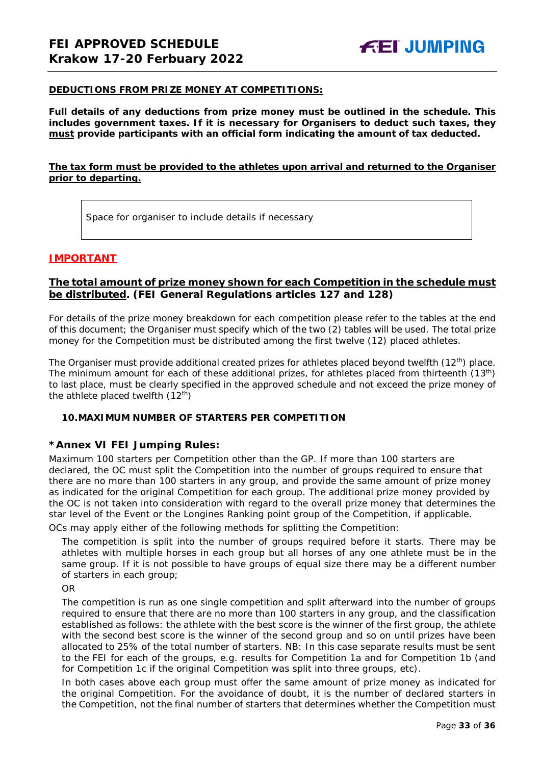**DEDUCTIONS FROM PRIZE MONEY AT COMPETITIONS:**

**Full details of any deductions from prize money must be outlined in the schedule. This includes government taxes. If it is necessary for Organisers to deduct such taxes, they must provide participants with an official form indicating the amount of tax deducted.**

**The tax form must be provided to the athletes upon arrival and returned to the Organiser prior to departing.**

| Space for organiser to include details if necessary |
| --- |

## IMPORTANT

**The total amount of prize money shown for each Competition in the schedule must be distributed. (FEI General Regulations articles 127 and 128)**

For details of the prize money breakdown for each competition please refer to the tables at the end of this document; the Organiser must specify which of the two (2) tables will be used. The total prize money for the Competition must be distributed among the first twelve (12) placed athletes.

The Organiser must provide additional created prizes for athletes placed beyond twelfth (12th) place. The minimum amount for each of these additional prizes, for athletes placed from thirteenth (13th) to last place, must be clearly specified in the approved schedule and not exceed the prize money of the athlete placed twelfth (12th)

### 10. MAXIMUM NUMBER OF STARTERS PER COMPETITION

### *Annex VI FEI Jumping Rules:

Maximum 100 starters per Competition other than the GP. If more than 100 starters are declared, the OC must split the Competition into the number of groups required to ensure that there are no more than 100 starters in any group, and provide the same amount of prize money as indicated for the original Competition for each group. The additional prize money provided by the OC is not taken into consideration with regard to the overall prize money that determines the star level of the Event or the Longines Ranking point group of the Competition, if applicable.

OCs may apply either of the following methods for splitting the Competition:

The competition is split into the number of groups required before it starts. There may be athletes with multiple horses in each group but all horses of any one athlete must be in the same group. If it is not possible to have groups of equal size there may be a different number of starters in each group;

OR

The competition is run as one single competition and split afterward into the number of groups required to ensure that there are no more than 100 starters in any group, and the classification established as follows: the athlete with the best score is the winner of the first group, the athlete with the second best score is the winner of the second group and so on until prizes have been allocated to 25% of the total number of starters. NB: In this case separate results must be sent to the FEI for each of the groups, e.g. results for Competition 1a and for Competition 1b (and for Competition 1c if the original Competition was split into three groups, etc).

In both cases above each group must offer the same amount of prize money as indicated for the original Competition. For the avoidance of doubt, it is the number of declared starters in the Competition, not the final number of starters that determines whether the Competition must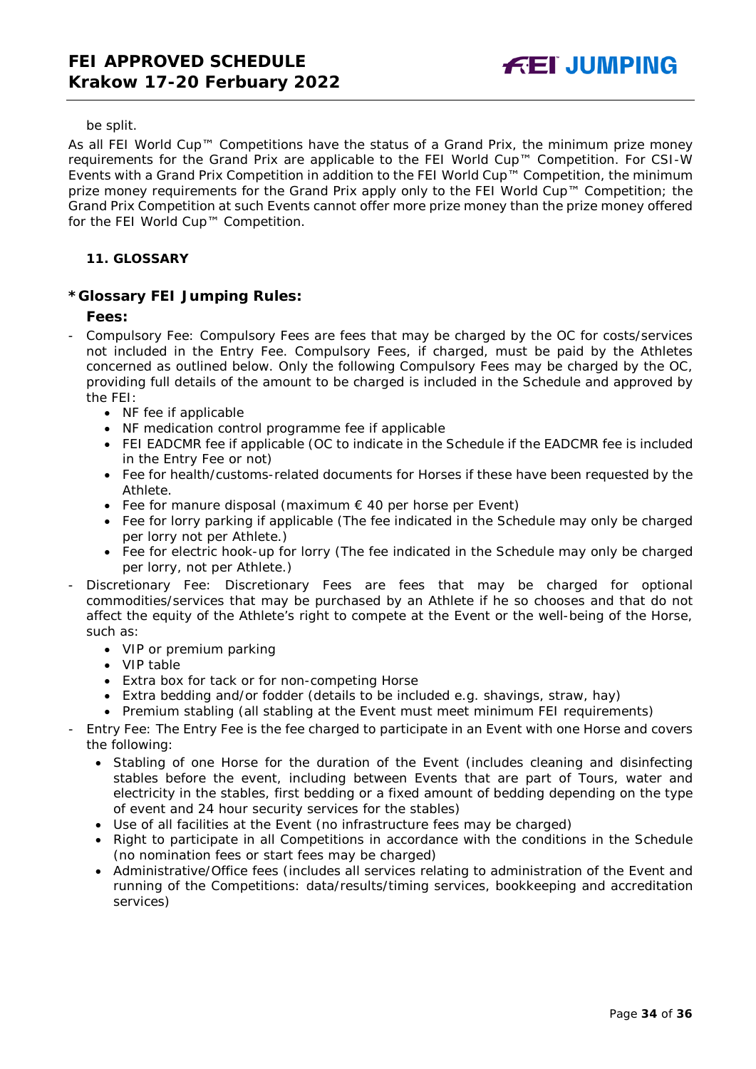be split.

As all FEI World Cup™ Competitions have the status of a Grand Prix, the minimum prize money requirements for the Grand Prix are applicable to the FEI World Cup™ Competition. For CSI-W Events with a Grand Prix Competition in addition to the FEI World Cup™ Competition, the minimum prize money requirements for the Grand Prix apply only to the FEI World Cup™ Competition; the Grand Prix Competition at such Events cannot offer more prize money than the prize money offered for the FEI World Cup™ Competition.

## 11. GLOSSARY

### *Glossary FEI Jumping Rules:

**Fees:**

- Compulsory Fee: Compulsory Fees are fees that may be charged by the OC for costs/services not included in the Entry Fee. Compulsory Fees, if charged, must be paid by the Athletes concerned as outlined below. Only the following Compulsory Fees may be charged by the OC, providing full details of the amount to be charged is included in the Schedule and approved by the FEI:
  - NF fee if applicable
  - NF medication control programme fee if applicable
  - FEI EADCMR fee if applicable (OC to indicate in the Schedule if the EADCMR fee is included in the Entry Fee or not)
  - Fee for health/customs-related documents for Horses if these have been requested by the Athlete.
  - Fee for manure disposal (maximum € 40 per horse per Event)
  - Fee for lorry parking if applicable (The fee indicated in the Schedule may only be charged per lorry not per Athlete.)
  - Fee for electric hook-up for lorry (The fee indicated in the Schedule may only be charged per lorry, not per Athlete.)
- Discretionary Fee: Discretionary Fees are fees that may be charged for optional commodities/services that may be purchased by an Athlete if he so chooses and that do not affect the equity of the Athlete's right to compete at the Event or the well-being of the Horse, such as:
  - VIP or premium parking
  - VIP table
  - Extra box for tack or for non-competing Horse
  - Extra bedding and/or fodder (details to be included e.g. shavings, straw, hay)
  - Premium stabling (all stabling at the Event must meet minimum FEI requirements)
- Entry Fee: The Entry Fee is the fee charged to participate in an Event with one Horse and covers the following:
  - Stabling of one Horse for the duration of the Event (includes cleaning and disinfecting stables before the event, including between Events that are part of Tours, water and electricity in the stables, first bedding or a fixed amount of bedding depending on the type of event and 24 hour security services for the stables)
  - Use of all facilities at the Event (no infrastructure fees may be charged)
  - Right to participate in all Competitions in accordance with the conditions in the Schedule (no nomination fees or start fees may be charged)
  - Administrative/Office fees (includes all services relating to administration of the Event and running of the Competitions: data/results/timing services, bookkeeping and accreditation services)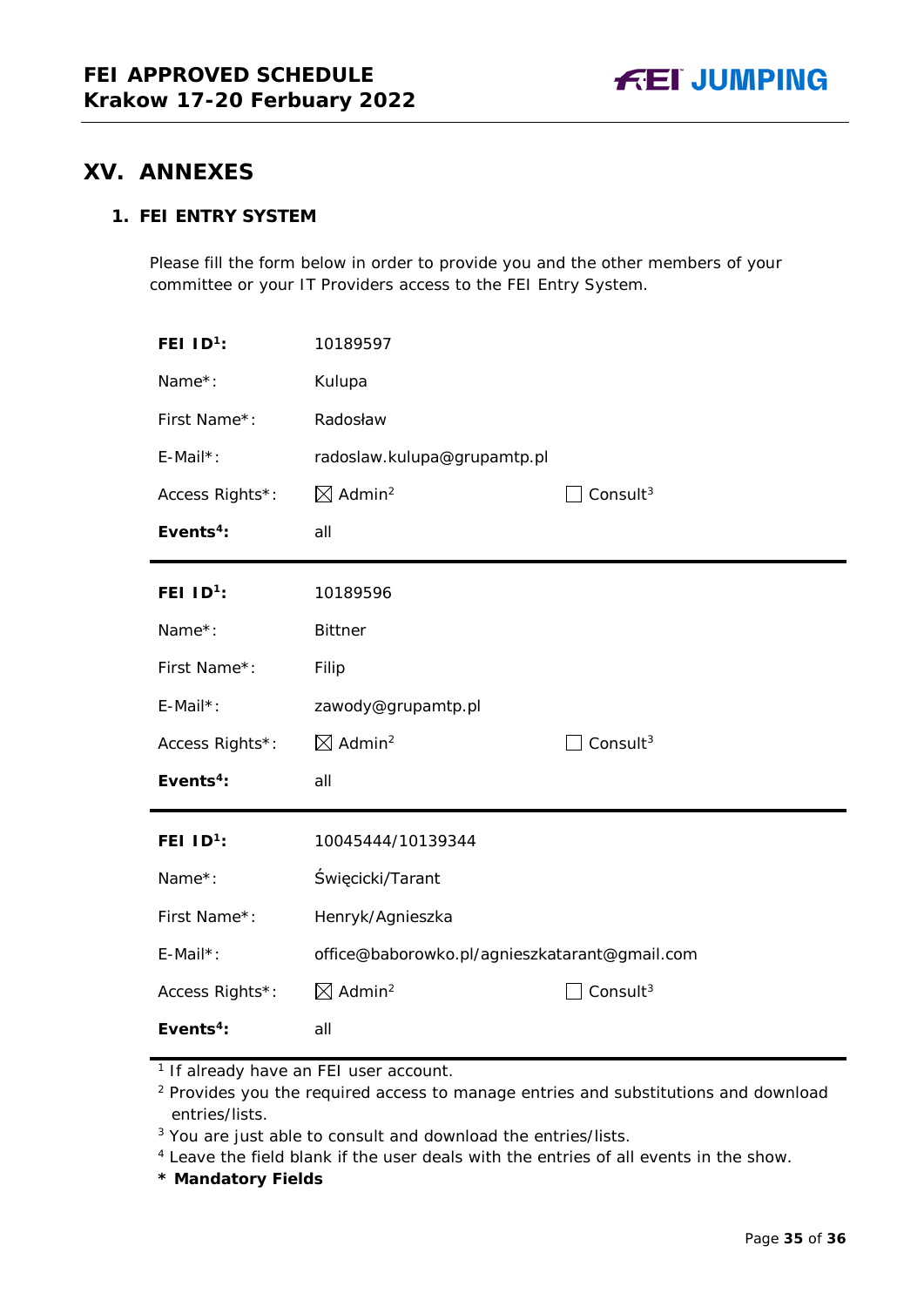## XV. ANNEXES

### 1. FEI ENTRY SYSTEM

Please fill the form below in order to provide you and the other members of your committee or your IT Providers access to the FEI Entry System.

| | | |
|---|---|---|
| **FEI ID[1]:** | 10189597 | |
| Name*: | Kulupa | |
| First Name*: | Radosław | |
| E-Mail*: | radoslaw.kulupa@grupamtp.pl | |
| Access Rights*: | ☒ Admin[2] | ☐ Consult[3] |
| **Events[4]:** | all | |

| | | |
|---|---|---|
| **FEI ID[1]:** | 10189596 | |
| Name*: | Bittner | |
| First Name*: | Filip | |
| E-Mail*: | zawody@grupamtp.pl | |
| Access Rights*: | ☒ Admin[2] | ☐ Consult[3] |
| **Events[4]:** | all | |

| | | |
|---|---|---|
| **FEI ID[1]:** | 10045444/10139344 | |
| Name*: | Święcicki/Tarant | |
| First Name*: | Henryk/Agnieszka | |
| E-Mail*: | office@baborowko.pl/agnieszkatarant@gmail.com | |
| Access Rights*: | ☒ Admin[2] | ☐ Consult[3] |
| **Events[4]:** | all | |

[1] If already have an FEI user account.

[2] Provides you the required access to manage entries and substitutions and download entries/lists.

[3] You are just able to consult and download the entries/lists.

[4] Leave the field blank if the user deals with the entries of all events in the show.

**\* Mandatory Fields**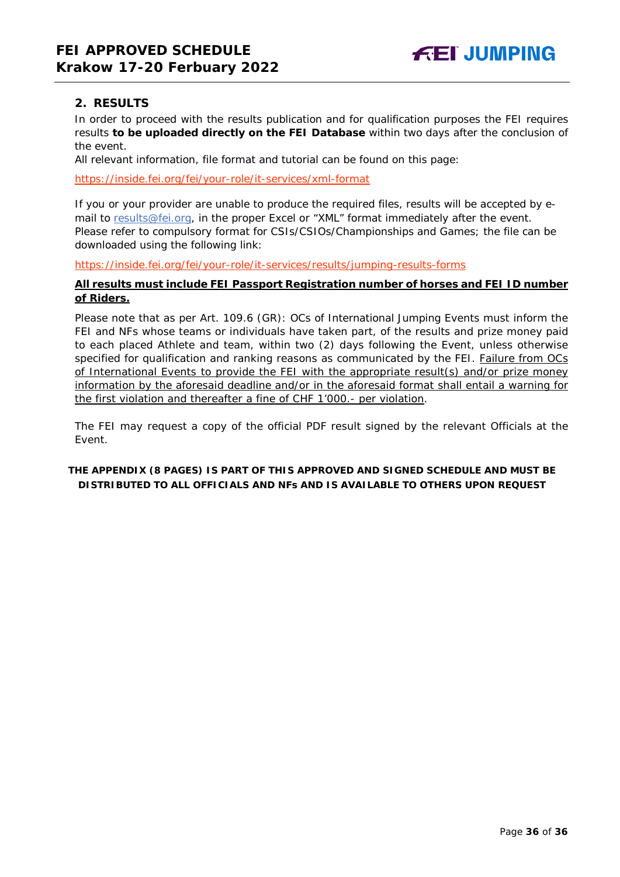## 2. RESULTS

In order to proceed with the results publication and for qualification purposes the FEI requires results **to be uploaded directly on the FEI Database** within two days after the conclusion of the event.
All relevant information, file format and tutorial can be found on this page:

https://inside.fei.org/fei/your-role/it-services/xml-format

If you or your provider are unable to produce the required files, results will be accepted by e-mail to results@fei.org, in the proper Excel or "XML" format immediately after the event.
Please refer to compulsory format for CSIs/CSIOs/Championships and Games; the file can be downloaded using the following link:

https://inside.fei.org/fei/your-role/it-services/results/jumping-results-forms

**All results must include FEI Passport Registration number of horses and FEI ID number of Riders.**

Please note that as per Art. 109.6 (GR): OCs of International Jumping Events must inform the FEI and NFs whose teams or individuals have taken part, of the results and prize money paid to each placed Athlete and team, within two (2) days following the Event, unless otherwise specified for qualification and ranking reasons as communicated by the FEI. Failure from OCs of International Events to provide the FEI with the appropriate result(s) and/or prize money information by the aforesaid deadline and/or in the aforesaid format shall entail a warning for the first violation and thereafter a fine of CHF 1'000.- per violation.

The FEI may request a copy of the official PDF result signed by the relevant Officials at the Event.

**THE APPENDIX (8 PAGES) IS PART OF THIS APPROVED AND SIGNED SCHEDULE AND MUST BE DISTRIBUTED TO ALL OFFICIALS AND NFs AND IS AVAILABLE TO OTHERS UPON REQUEST**